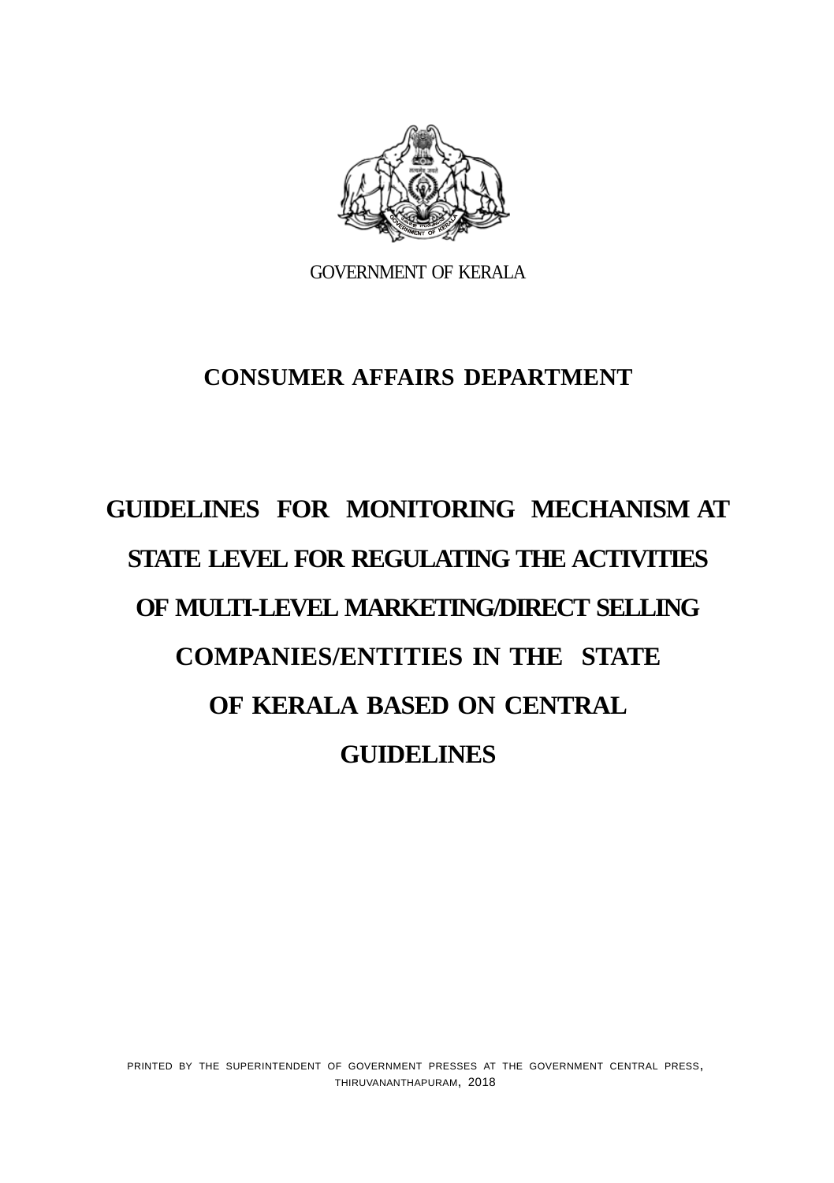GOVERNMENT OF KERALA

## CONSUMER AFFAIRS DEPARTMENT

# GUIDELINES FOR MONITORING MECHANISM AT STATE LEVEL FOR REGULATING THE ACTIVITIES OF MULTI-LEVEL MARKETING/DIRECT SELLING COMPANIES/ENTITIES IN THE STATE OF KERALA BASED ON CENTRAL GUIDELINES

PRINTED BY THE SUPERINTENDENT OF GOVERNMENT PRESSES AT THE GOVERNMENT CENTRAL PRESS, THIRUVANANTHAPURAM, 2018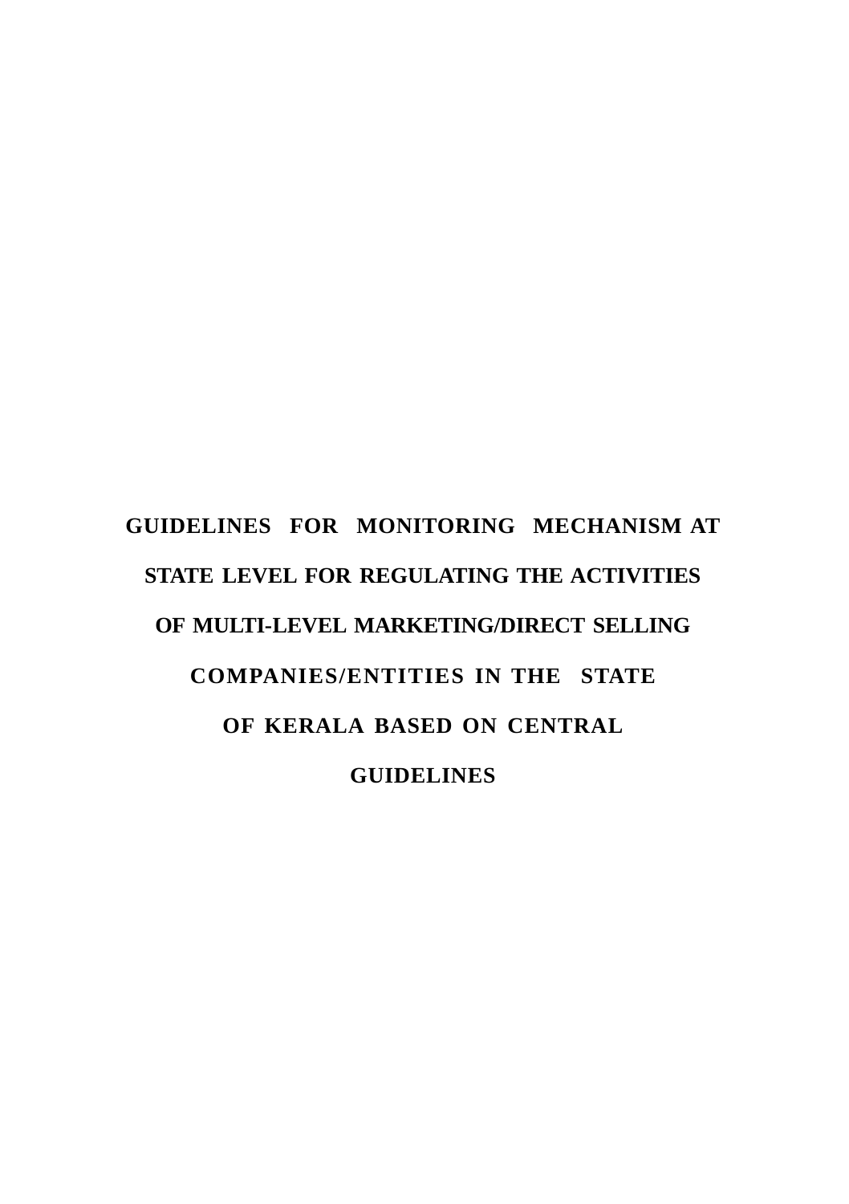# GUIDELINES FOR MONITORING MECHANISM AT STATE LEVEL FOR REGULATING THE ACTIVITIES OF MULTI-LEVEL MARKETING/DIRECT SELLING COMPANIES/ENTITIES IN THE STATE OF KERALA BASED ON CENTRAL GUIDELINES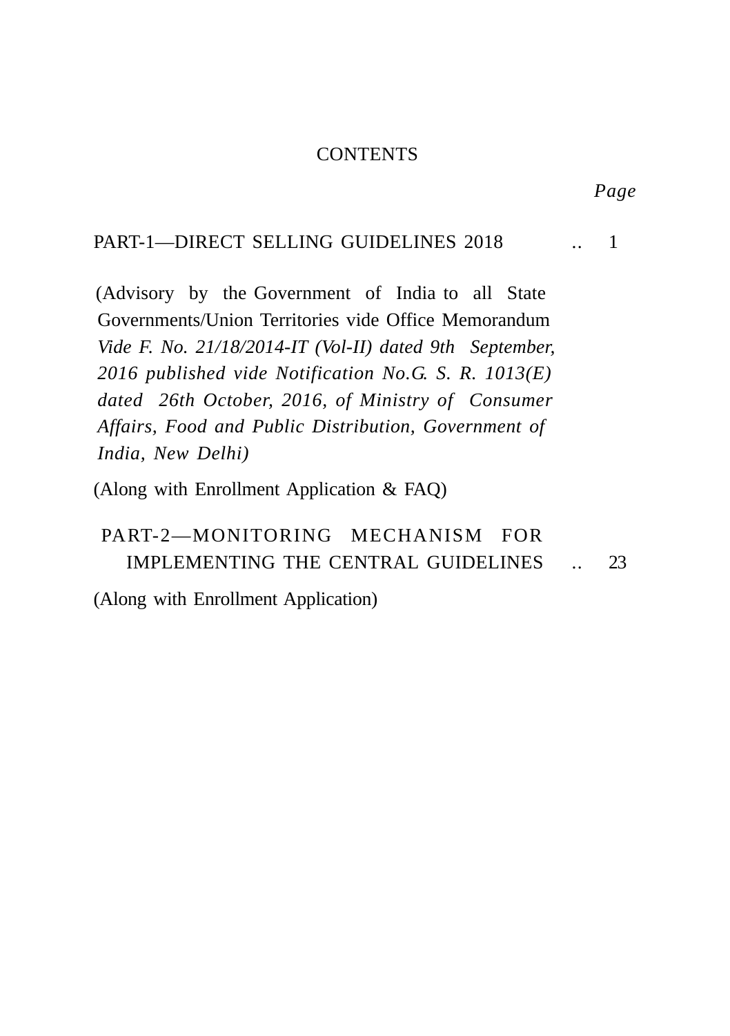# CONTENTS

| | *Page* |
|---|---|
| PART-1—DIRECT SELLING GUIDELINES 2018 .. | 1 |
| (Advisory by the Government of India to all State Governments/Union Territories vide Office Memorandum *Vide F. No. 21/18/2014-IT (Vol-II) dated 9th September, 2016 published vide Notification No.G. S. R. 1013(E) dated 26th October, 2016, of Ministry of Consumer Affairs, Food and Public Distribution, Government of India, New Delhi)* | |
| (Along with Enrollment Application & FAQ) | |
| PART-2—MONITORING MECHANISM FOR IMPLEMENTING THE CENTRAL GUIDELINES .. | 23 |
| (Along with Enrollment Application) | |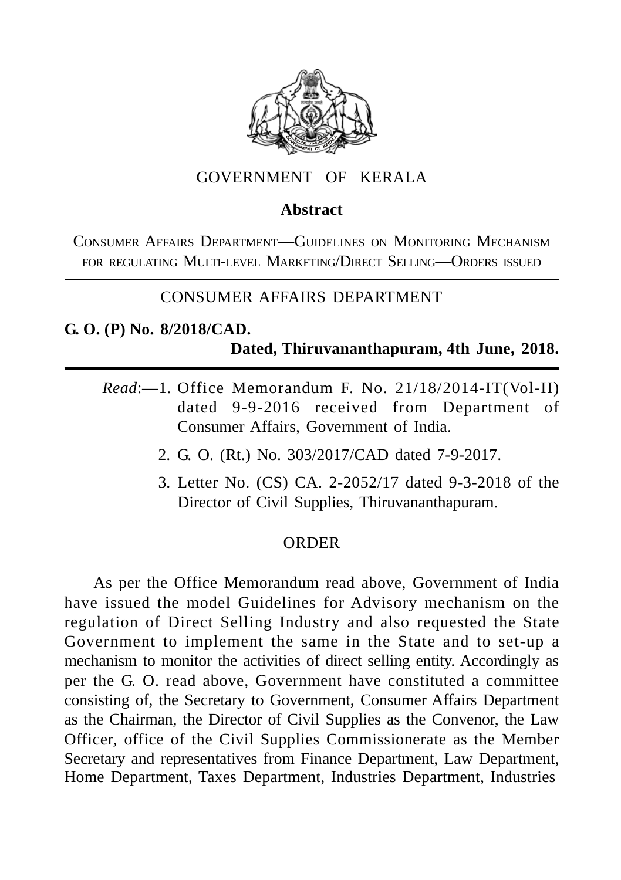# GOVERNMENT OF KERALA

## Abstract

CONSUMER AFFAIRS DEPARTMENT—GUIDELINES ON MONITORING MECHANISM FOR REGULATING MULTI-LEVEL MARKETING/DIRECT SELLING—ORDERS ISSUED

---

## CONSUMER AFFAIRS DEPARTMENT

**G. O. (P) No. 8/2018/CAD.**

**Dated, Thiruvananthapuram, 4th June, 2018.**

---

*Read*:—1. Office Memorandum F. No. 21/18/2014-IT(Vol-II) dated 9-9-2016 received from Department of Consumer Affairs, Government of India.

2. G. O. (Rt.) No. 303/2017/CAD dated 7-9-2017.

3. Letter No. (CS) CA. 2-2052/17 dated 9-3-2018 of the Director of Civil Supplies, Thiruvananthapuram.

## ORDER

As per the Office Memorandum read above, Government of India have issued the model Guidelines for Advisory mechanism on the regulation of Direct Selling Industry and also requested the State Government to implement the same in the State and to set-up a mechanism to monitor the activities of direct selling entity. Accordingly as per the G. O. read above, Government have constituted a committee consisting of, the Secretary to Government, Consumer Affairs Department as the Chairman, the Director of Civil Supplies as the Convenor, the Law Officer, office of the Civil Supplies Commissionerate as the Member Secretary and representatives from Finance Department, Law Department, Home Department, Taxes Department, Industries Department, Industries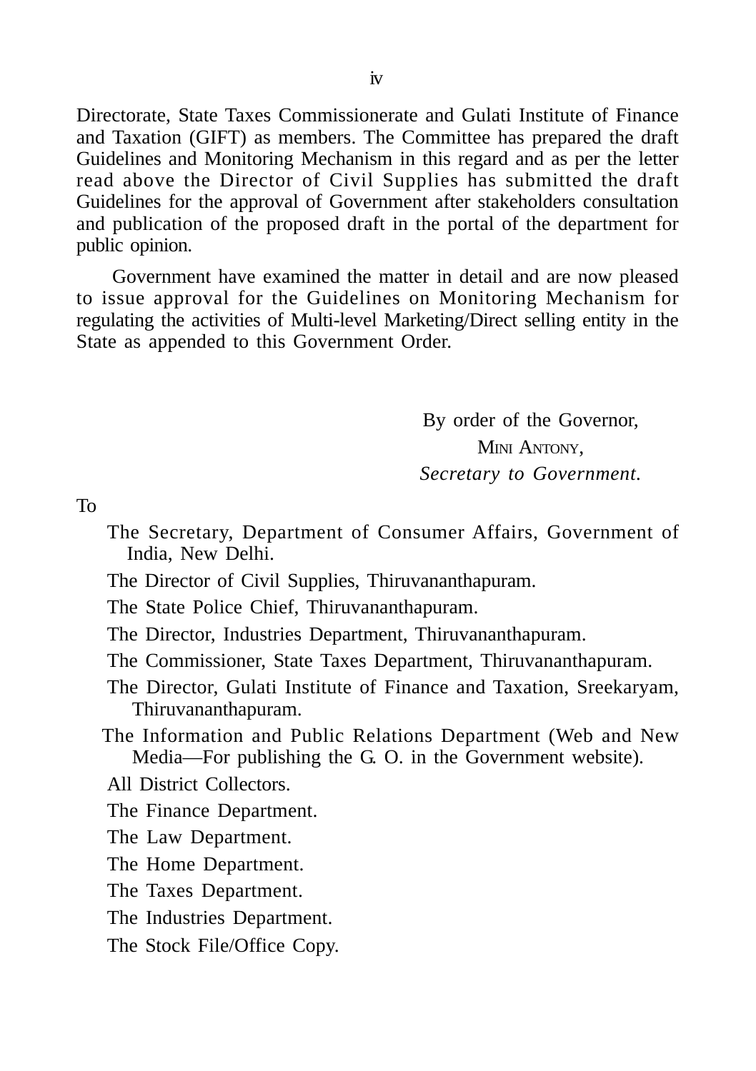Directorate, State Taxes Commissionerate and Gulati Institute of Finance and Taxation (GIFT) as members. The Committee has prepared the draft Guidelines and Monitoring Mechanism in this regard and as per the letter read above the Director of Civil Supplies has submitted the draft Guidelines for the approval of Government after stakeholders consultation and publication of the proposed draft in the portal of the department for public opinion.

Government have examined the matter in detail and are now pleased to issue approval for the Guidelines on Monitoring Mechanism for regulating the activities of Multi-level Marketing/Direct selling entity in the State as appended to this Government Order.

By order of the Governor,
MINI ANTONY,
*Secretary to Government.*

To

The Secretary, Department of Consumer Affairs, Government of India, New Delhi.

The Director of Civil Supplies, Thiruvananthapuram.

The State Police Chief, Thiruvananthapuram.

The Director, Industries Department, Thiruvananthapuram.

The Commissioner, State Taxes Department, Thiruvananthapuram.

The Director, Gulati Institute of Finance and Taxation, Sreekaryam, Thiruvananthapuram.

The Information and Public Relations Department (Web and New Media—For publishing the G. O. in the Government website).

All District Collectors.

The Finance Department.

The Law Department.

The Home Department.

The Taxes Department.

The Industries Department.

The Stock File/Office Copy.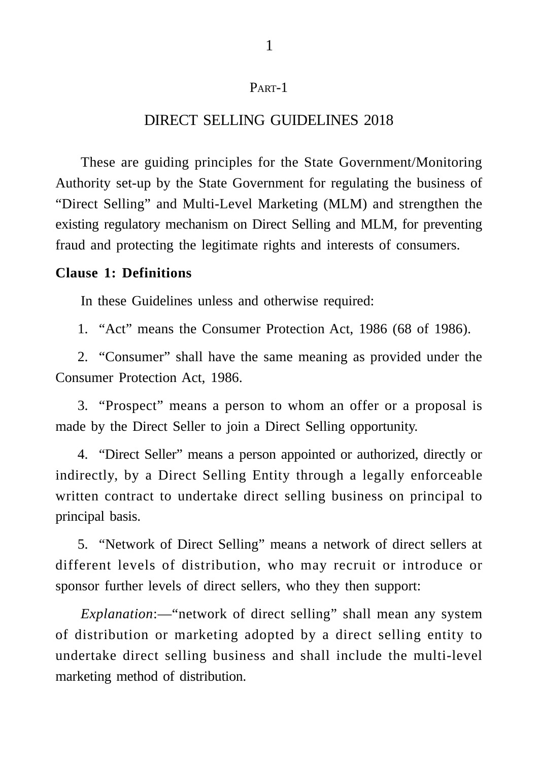PART-1

# DIRECT SELLING GUIDELINES 2018

These are guiding principles for the State Government/Monitoring Authority set-up by the State Government for regulating the business of "Direct Selling" and Multi-Level Marketing (MLM) and strengthen the existing regulatory mechanism on Direct Selling and MLM, for preventing fraud and protecting the legitimate rights and interests of consumers.

**Clause 1: Definitions**

In these Guidelines unless and otherwise required:

1. "Act" means the Consumer Protection Act, 1986 (68 of 1986).

2. "Consumer" shall have the same meaning as provided under the Consumer Protection Act, 1986.

3. "Prospect" means a person to whom an offer or a proposal is made by the Direct Seller to join a Direct Selling opportunity.

4. "Direct Seller" means a person appointed or authorized, directly or indirectly, by a Direct Selling Entity through a legally enforceable written contract to undertake direct selling business on principal to principal basis.

5. "Network of Direct Selling" means a network of direct sellers at different levels of distribution, who may recruit or introduce or sponsor further levels of direct sellers, who they then support:

*Explanation*:—"network of direct selling" shall mean any system of distribution or marketing adopted by a direct selling entity to undertake direct selling business and shall include the multi-level marketing method of distribution.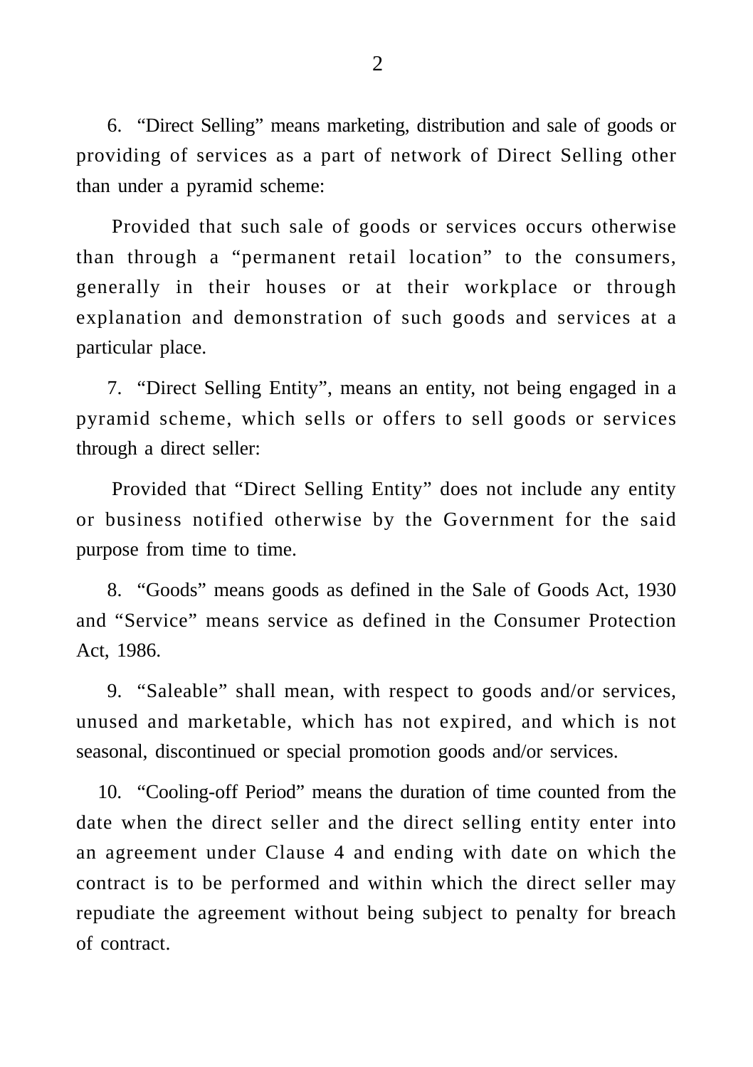6. "Direct Selling" means marketing, distribution and sale of goods or providing of services as a part of network of Direct Selling other than under a pyramid scheme:

Provided that such sale of goods or services occurs otherwise than through a "permanent retail location" to the consumers, generally in their houses or at their workplace or through explanation and demonstration of such goods and services at a particular place.

7. "Direct Selling Entity", means an entity, not being engaged in a pyramid scheme, which sells or offers to sell goods or services through a direct seller:

Provided that "Direct Selling Entity" does not include any entity or business notified otherwise by the Government for the said purpose from time to time.

8. "Goods" means goods as defined in the Sale of Goods Act, 1930 and "Service" means service as defined in the Consumer Protection Act, 1986.

9. "Saleable" shall mean, with respect to goods and/or services, unused and marketable, which has not expired, and which is not seasonal, discontinued or special promotion goods and/or services.

10. "Cooling-off Period" means the duration of time counted from the date when the direct seller and the direct selling entity enter into an agreement under Clause 4 and ending with date on which the contract is to be performed and within which the direct seller may repudiate the agreement without being subject to penalty for breach of contract.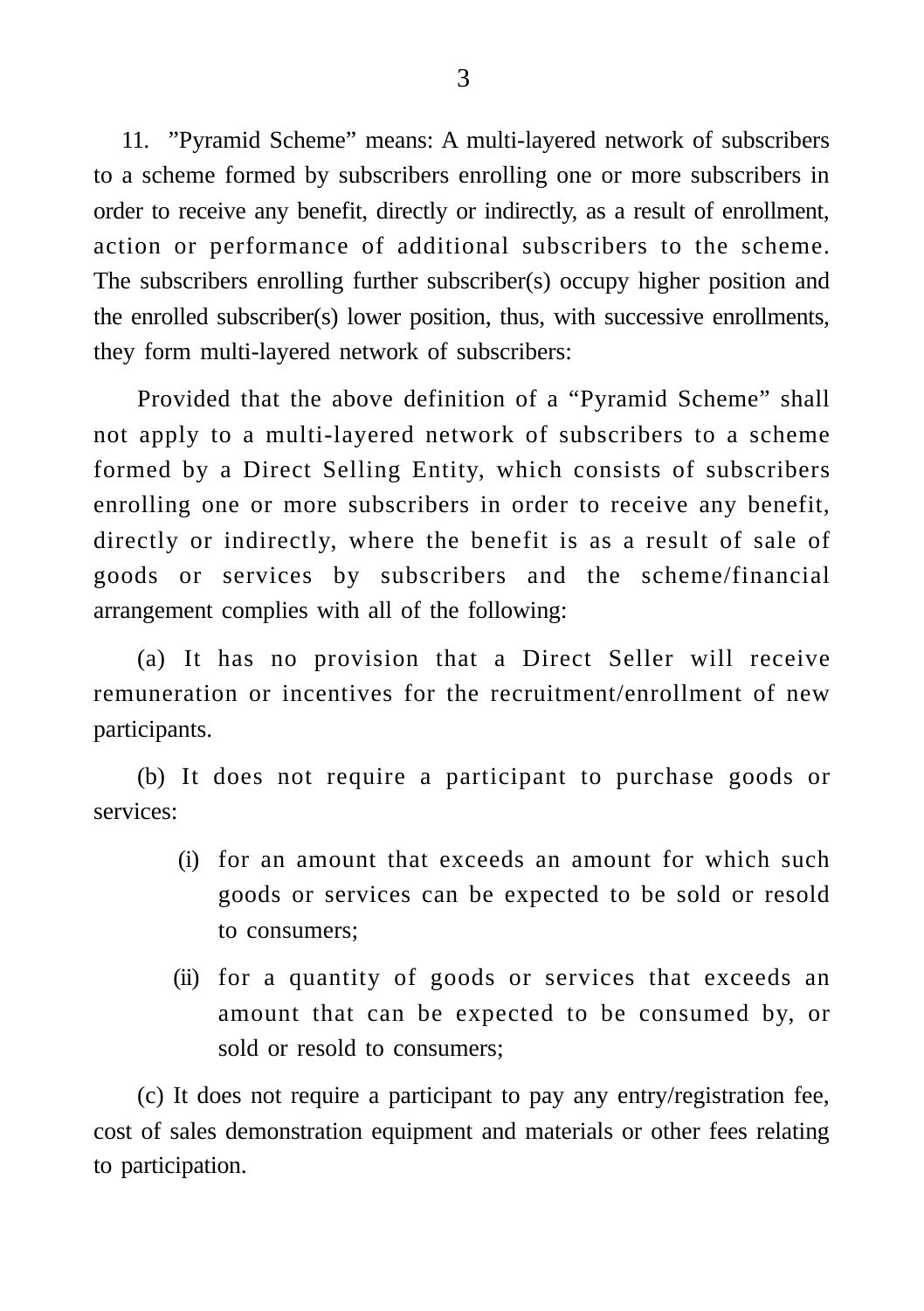11. ”Pyramid Scheme” means: A multi-layered network of subscribers to a scheme formed by subscribers enrolling one or more subscribers in order to receive any benefit, directly or indirectly, as a result of enrollment, action or performance of additional subscribers to the scheme. The subscribers enrolling further subscriber(s) occupy higher position and the enrolled subscriber(s) lower position, thus, with successive enrollments, they form multi-layered network of subscribers:

Provided that the above definition of a “Pyramid Scheme” shall not apply to a multi-layered network of subscribers to a scheme formed by a Direct Selling Entity, which consists of subscribers enrolling one or more subscribers in order to receive any benefit, directly or indirectly, where the benefit is as a result of sale of goods or services by subscribers and the scheme/financial arrangement complies with all of the following:

(a) It has no provision that a Direct Seller will receive remuneration or incentives for the recruitment/enrollment of new participants.

(b) It does not require a participant to purchase goods or services:

(i) for an amount that exceeds an amount for which such goods or services can be expected to be sold or resold to consumers;

(ii) for a quantity of goods or services that exceeds an amount that can be expected to be consumed by, or sold or resold to consumers;

(c) It does not require a participant to pay any entry/registration fee, cost of sales demonstration equipment and materials or other fees relating to participation.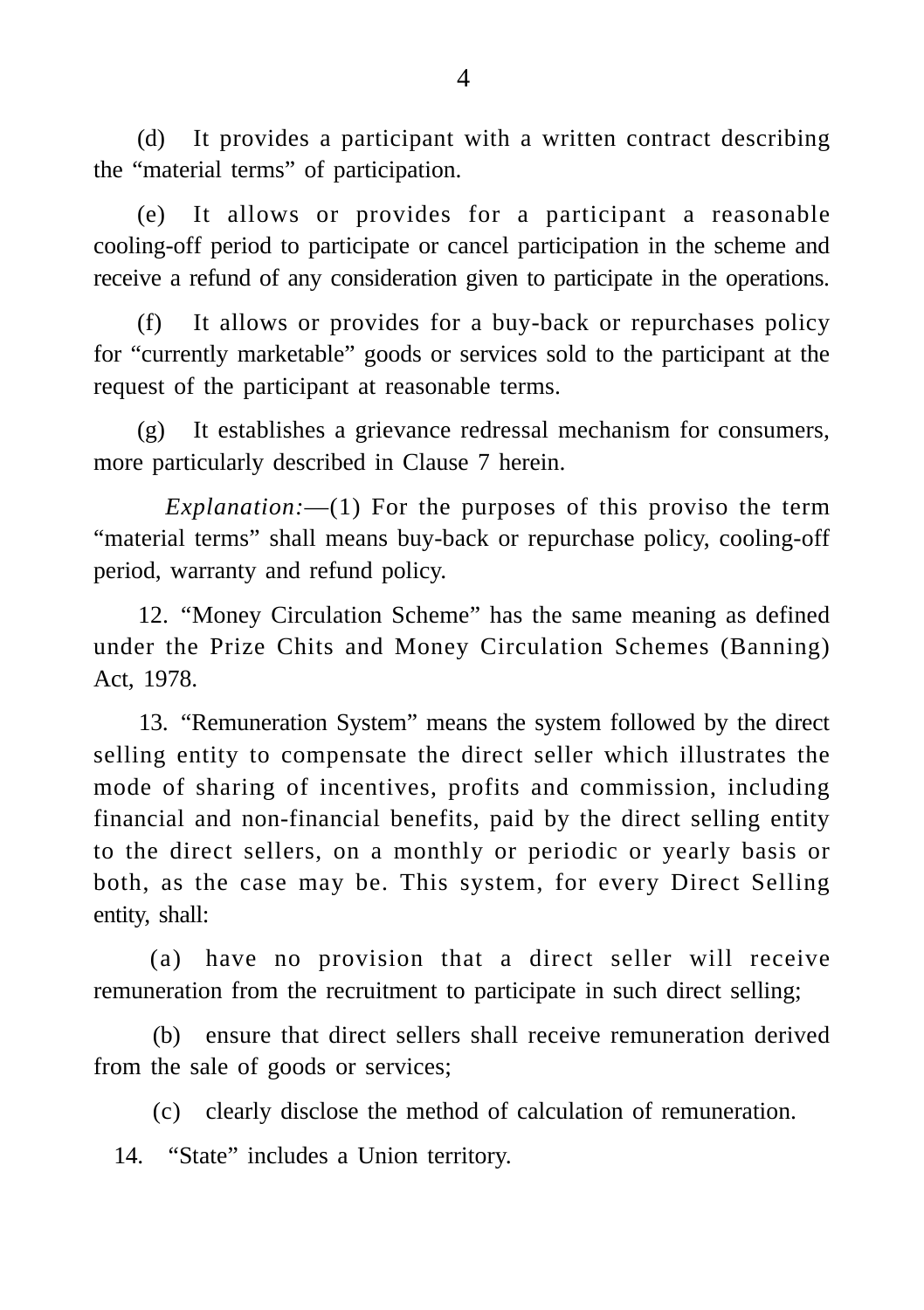(d) It provides a participant with a written contract describing the "material terms" of participation.

(e) It allows or provides for a participant a reasonable cooling-off period to participate or cancel participation in the scheme and receive a refund of any consideration given to participate in the operations.

(f) It allows or provides for a buy-back or repurchases policy for "currently marketable" goods or services sold to the participant at the request of the participant at reasonable terms.

(g) It establishes a grievance redressal mechanism for consumers, more particularly described in Clause 7 herein.

*Explanation:*—(1) For the purposes of this proviso the term "material terms" shall means buy-back or repurchase policy, cooling-off period, warranty and refund policy.

12. "Money Circulation Scheme" has the same meaning as defined under the Prize Chits and Money Circulation Schemes (Banning) Act, 1978.

13. "Remuneration System" means the system followed by the direct selling entity to compensate the direct seller which illustrates the mode of sharing of incentives, profits and commission, including financial and non-financial benefits, paid by the direct selling entity to the direct sellers, on a monthly or periodic or yearly basis or both, as the case may be. This system, for every Direct Selling entity, shall:

(a) have no provision that a direct seller will receive remuneration from the recruitment to participate in such direct selling;

(b) ensure that direct sellers shall receive remuneration derived from the sale of goods or services;

(c) clearly disclose the method of calculation of remuneration.

14. "State" includes a Union territory.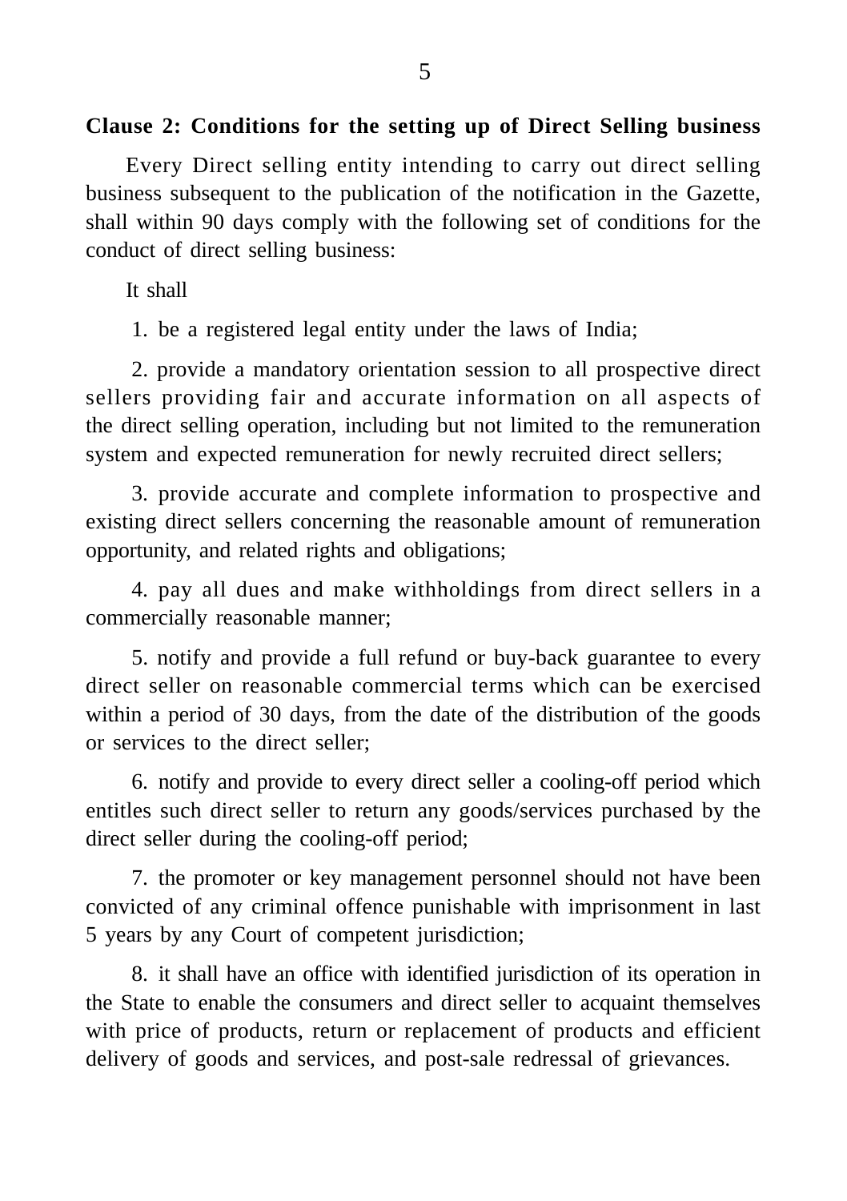**Clause 2: Conditions for the setting up of Direct Selling business**

Every Direct selling entity intending to carry out direct selling business subsequent to the publication of the notification in the Gazette, shall within 90 days comply with the following set of conditions for the conduct of direct selling business:

It shall

1. be a registered legal entity under the laws of India;

2. provide a mandatory orientation session to all prospective direct sellers providing fair and accurate information on all aspects of the direct selling operation, including but not limited to the remuneration system and expected remuneration for newly recruited direct sellers;

3. provide accurate and complete information to prospective and existing direct sellers concerning the reasonable amount of remuneration opportunity, and related rights and obligations;

4. pay all dues and make withholdings from direct sellers in a commercially reasonable manner;

5. notify and provide a full refund or buy-back guarantee to every direct seller on reasonable commercial terms which can be exercised within a period of 30 days, from the date of the distribution of the goods or services to the direct seller;

6. notify and provide to every direct seller a cooling-off period which entitles such direct seller to return any goods/services purchased by the direct seller during the cooling-off period;

7. the promoter or key management personnel should not have been convicted of any criminal offence punishable with imprisonment in last 5 years by any Court of competent jurisdiction;

8. it shall have an office with identified jurisdiction of its operation in the State to enable the consumers and direct seller to acquaint themselves with price of products, return or replacement of products and efficient delivery of goods and services, and post-sale redressal of grievances.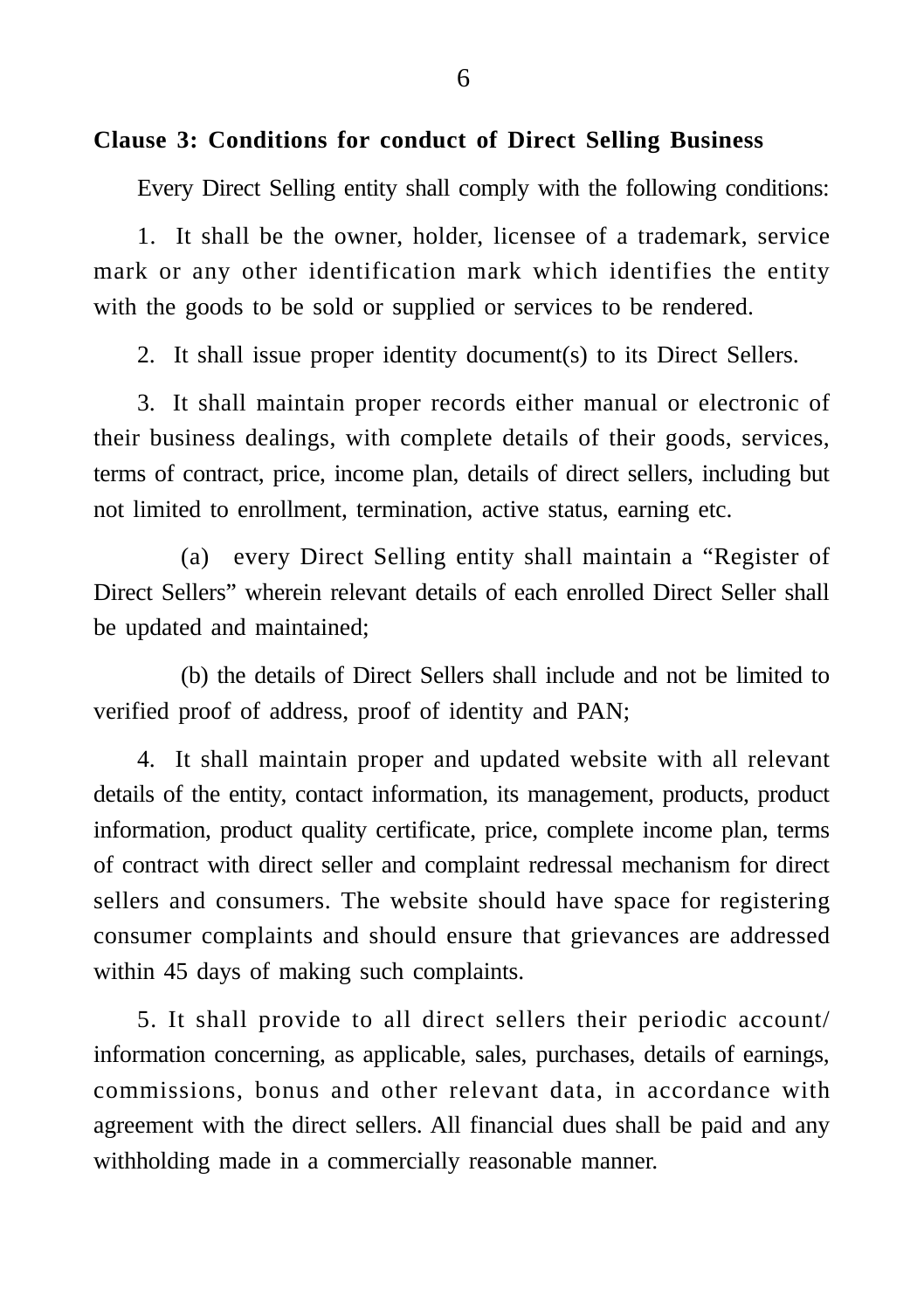**Clause 3: Conditions for conduct of Direct Selling Business**

Every Direct Selling entity shall comply with the following conditions:

1. It shall be the owner, holder, licensee of a trademark, service mark or any other identification mark which identifies the entity with the goods to be sold or supplied or services to be rendered.

2. It shall issue proper identity document(s) to its Direct Sellers.

3. It shall maintain proper records either manual or electronic of their business dealings, with complete details of their goods, services, terms of contract, price, income plan, details of direct sellers, including but not limited to enrollment, termination, active status, earning etc.

   (a) every Direct Selling entity shall maintain a "Register of Direct Sellers" wherein relevant details of each enrolled Direct Seller shall be updated and maintained;

   (b) the details of Direct Sellers shall include and not be limited to verified proof of address, proof of identity and PAN;

4. It shall maintain proper and updated website with all relevant details of the entity, contact information, its management, products, product information, product quality certificate, price, complete income plan, terms of contract with direct seller and complaint redressal mechanism for direct sellers and consumers. The website should have space for registering consumer complaints and should ensure that grievances are addressed within 45 days of making such complaints.

5. It shall provide to all direct sellers their periodic account/ information concerning, as applicable, sales, purchases, details of earnings, commissions, bonus and other relevant data, in accordance with agreement with the direct sellers. All financial dues shall be paid and any withholding made in a commercially reasonable manner.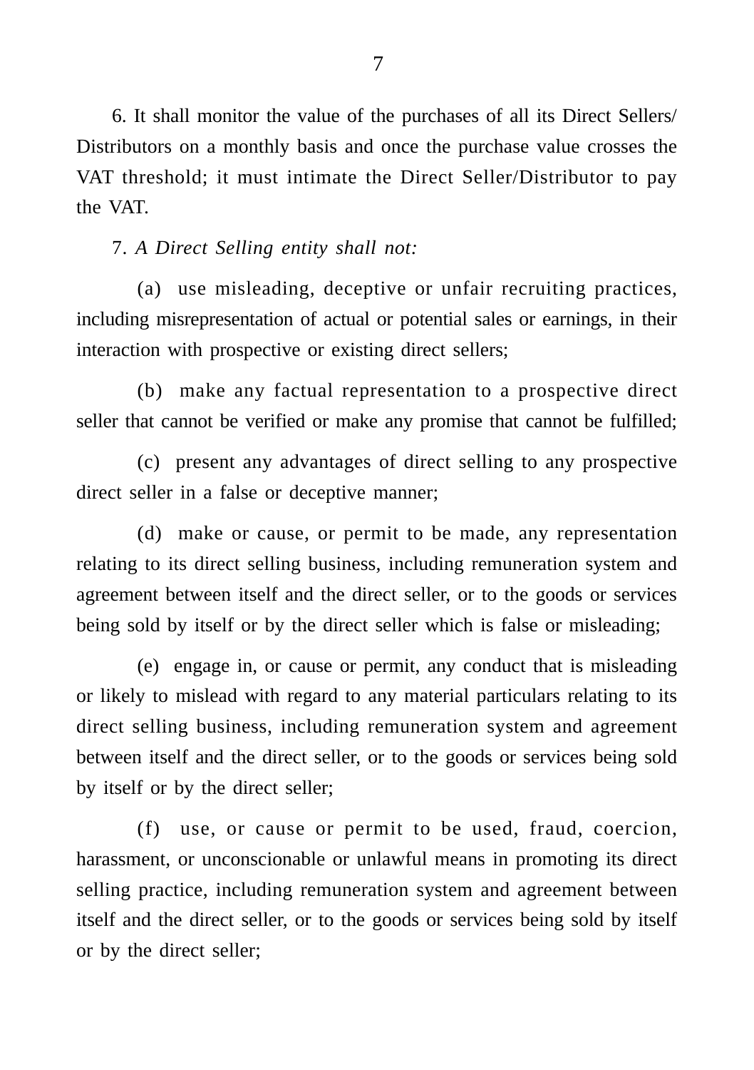6. It shall monitor the value of the purchases of all its Direct Sellers/ Distributors on a monthly basis and once the purchase value crosses the VAT threshold; it must intimate the Direct Seller/Distributor to pay the VAT.

7. *A Direct Selling entity shall not:*

(a) use misleading, deceptive or unfair recruiting practices, including misrepresentation of actual or potential sales or earnings, in their interaction with prospective or existing direct sellers;

(b) make any factual representation to a prospective direct seller that cannot be verified or make any promise that cannot be fulfilled;

(c) present any advantages of direct selling to any prospective direct seller in a false or deceptive manner;

(d) make or cause, or permit to be made, any representation relating to its direct selling business, including remuneration system and agreement between itself and the direct seller, or to the goods or services being sold by itself or by the direct seller which is false or misleading;

(e) engage in, or cause or permit, any conduct that is misleading or likely to mislead with regard to any material particulars relating to its direct selling business, including remuneration system and agreement between itself and the direct seller, or to the goods or services being sold by itself or by the direct seller;

(f) use, or cause or permit to be used, fraud, coercion, harassment, or unconscionable or unlawful means in promoting its direct selling practice, including remuneration system and agreement between itself and the direct seller, or to the goods or services being sold by itself or by the direct seller;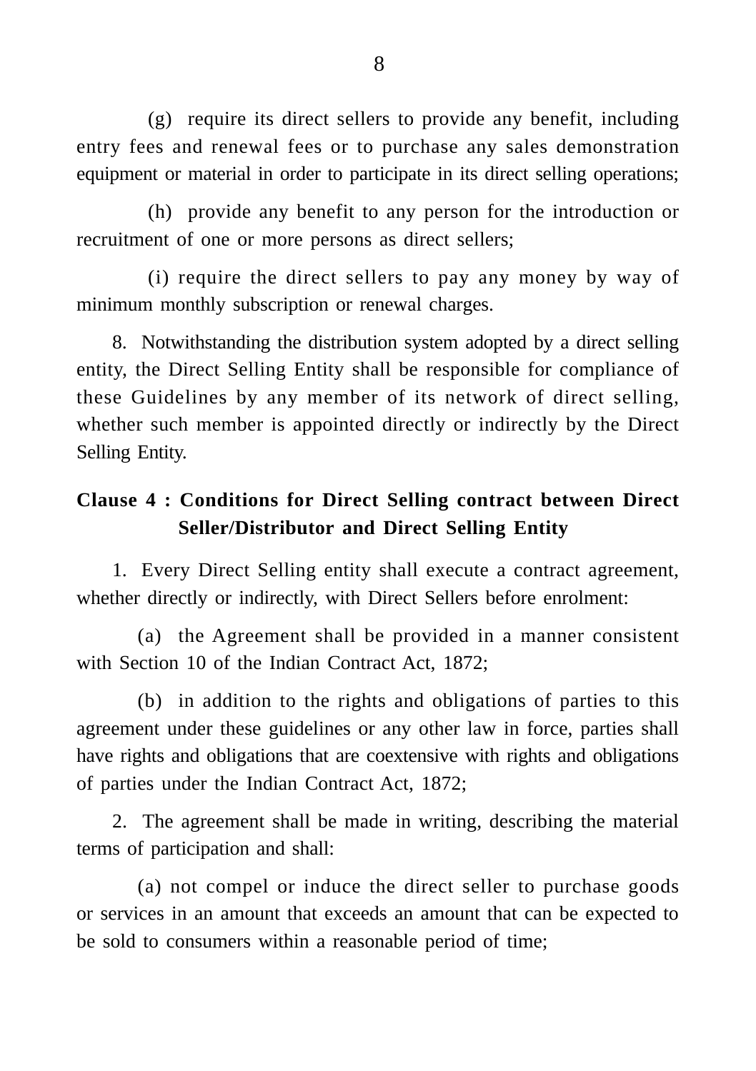(g) require its direct sellers to provide any benefit, including entry fees and renewal fees or to purchase any sales demonstration equipment or material in order to participate in its direct selling operations;

(h) provide any benefit to any person for the introduction or recruitment of one or more persons as direct sellers;

(i) require the direct sellers to pay any money by way of minimum monthly subscription or renewal charges.

8. Notwithstanding the distribution system adopted by a direct selling entity, the Direct Selling Entity shall be responsible for compliance of these Guidelines by any member of its network of direct selling, whether such member is appointed directly or indirectly by the Direct Selling Entity.

## Clause 4 : Conditions for Direct Selling contract between Direct Seller/Distributor and Direct Selling Entity

1. Every Direct Selling entity shall execute a contract agreement, whether directly or indirectly, with Direct Sellers before enrolment:

(a) the Agreement shall be provided in a manner consistent with Section 10 of the Indian Contract Act, 1872;

(b) in addition to the rights and obligations of parties to this agreement under these guidelines or any other law in force, parties shall have rights and obligations that are coextensive with rights and obligations of parties under the Indian Contract Act, 1872;

2. The agreement shall be made in writing, describing the material terms of participation and shall:

(a) not compel or induce the direct seller to purchase goods or services in an amount that exceeds an amount that can be expected to be sold to consumers within a reasonable period of time;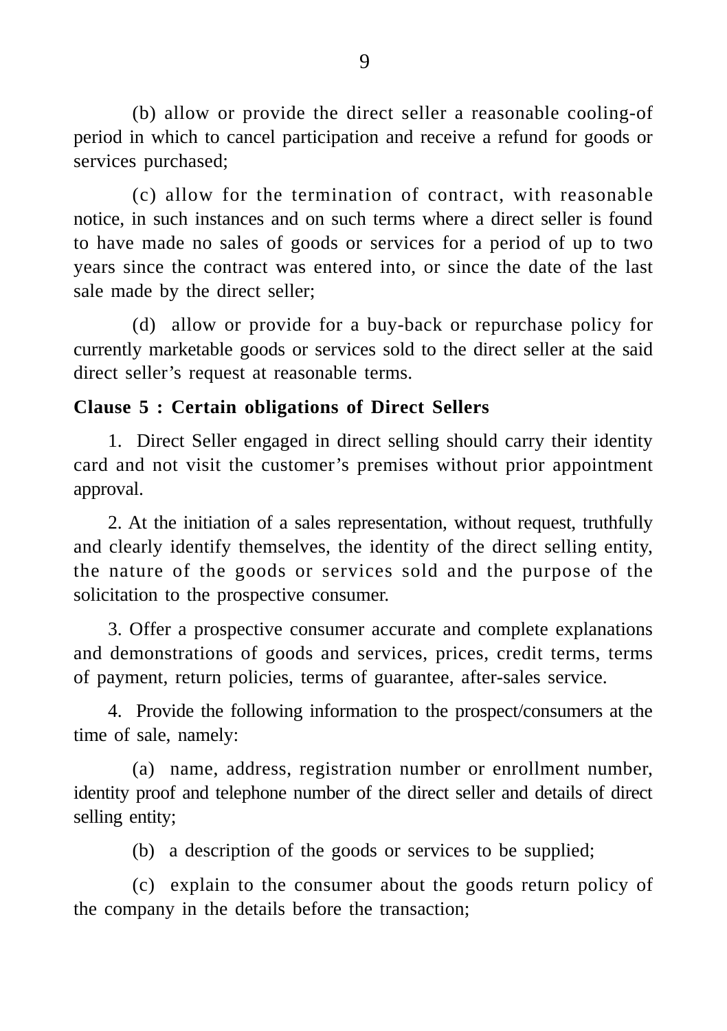(b) allow or provide the direct seller a reasonable cooling-of period in which to cancel participation and receive a refund for goods or services purchased;

(c) allow for the termination of contract, with reasonable notice, in such instances and on such terms where a direct seller is found to have made no sales of goods or services for a period of up to two years since the contract was entered into, or since the date of the last sale made by the direct seller;

(d) allow or provide for a buy-back or repurchase policy for currently marketable goods or services sold to the direct seller at the said direct seller's request at reasonable terms.

**Clause 5 : Certain obligations of Direct Sellers**

1. Direct Seller engaged in direct selling should carry their identity card and not visit the customer's premises without prior appointment approval.

2. At the initiation of a sales representation, without request, truthfully and clearly identify themselves, the identity of the direct selling entity, the nature of the goods or services sold and the purpose of the solicitation to the prospective consumer.

3. Offer a prospective consumer accurate and complete explanations and demonstrations of goods and services, prices, credit terms, terms of payment, return policies, terms of guarantee, after-sales service.

4. Provide the following information to the prospect/consumers at the time of sale, namely:

(a) name, address, registration number or enrollment number, identity proof and telephone number of the direct seller and details of direct selling entity;

(b) a description of the goods or services to be supplied;

(c) explain to the consumer about the goods return policy of the company in the details before the transaction;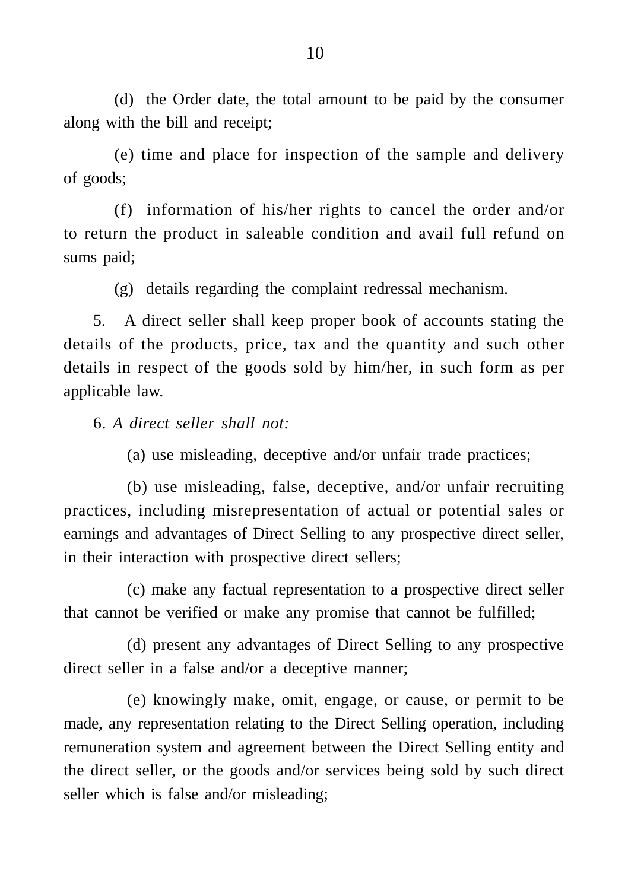(d) the Order date, the total amount to be paid by the consumer along with the bill and receipt;

(e) time and place for inspection of the sample and delivery of goods;

(f) information of his/her rights to cancel the order and/or to return the product in saleable condition and avail full refund on sums paid;

(g) details regarding the complaint redressal mechanism.

5. A direct seller shall keep proper book of accounts stating the details of the products, price, tax and the quantity and such other details in respect of the goods sold by him/her, in such form as per applicable law.

6. *A direct seller shall not:*

(a) use misleading, deceptive and/or unfair trade practices;

(b) use misleading, false, deceptive, and/or unfair recruiting practices, including misrepresentation of actual or potential sales or earnings and advantages of Direct Selling to any prospective direct seller, in their interaction with prospective direct sellers;

(c) make any factual representation to a prospective direct seller that cannot be verified or make any promise that cannot be fulfilled;

(d) present any advantages of Direct Selling to any prospective direct seller in a false and/or a deceptive manner;

(e) knowingly make, omit, engage, or cause, or permit to be made, any representation relating to the Direct Selling operation, including remuneration system and agreement between the Direct Selling entity and the direct seller, or the goods and/or services being sold by such direct seller which is false and/or misleading;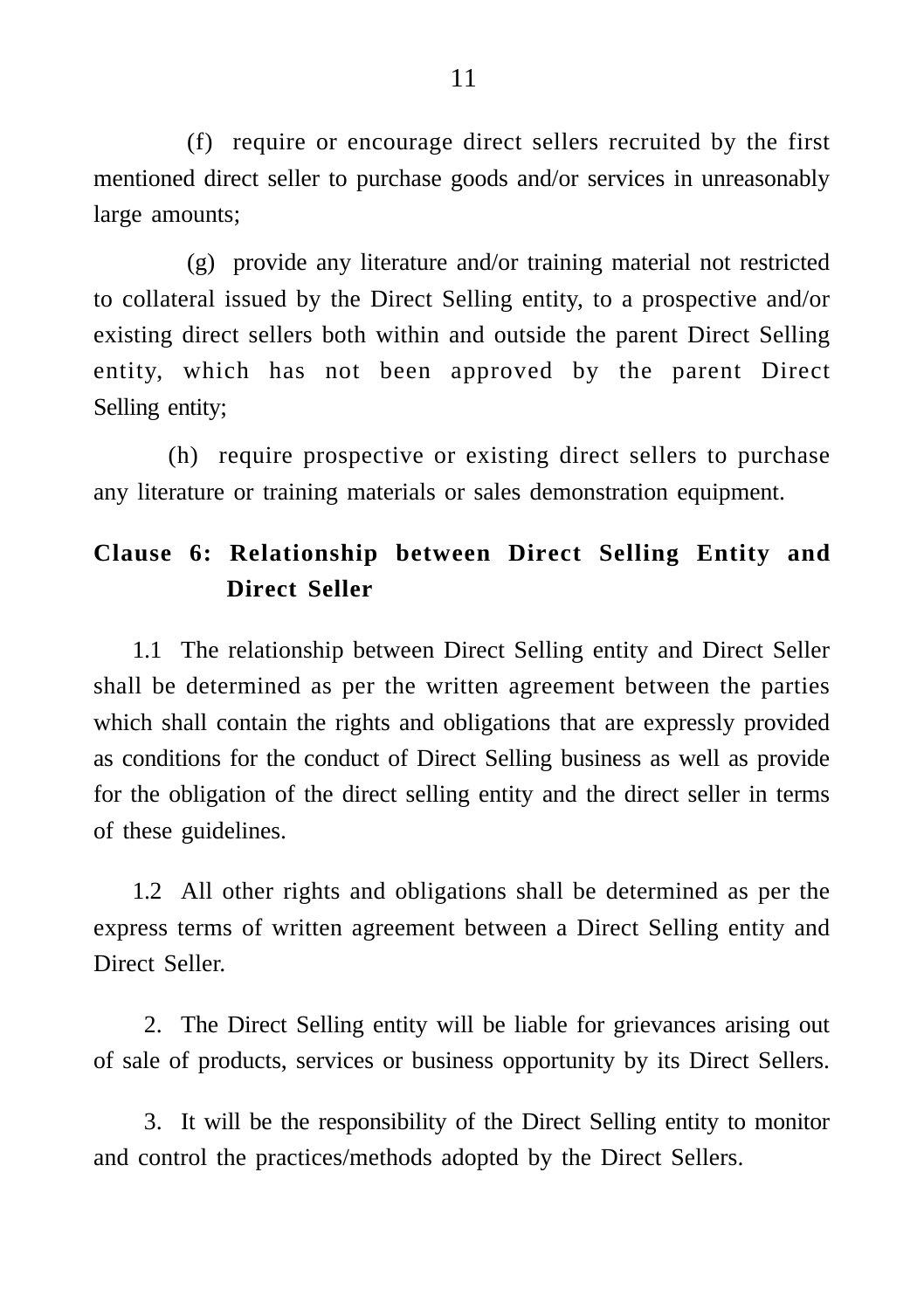(f) require or encourage direct sellers recruited by the first mentioned direct seller to purchase goods and/or services in unreasonably large amounts;

(g) provide any literature and/or training material not restricted to collateral issued by the Direct Selling entity, to a prospective and/or existing direct sellers both within and outside the parent Direct Selling entity, which has not been approved by the parent Direct Selling entity;

(h) require prospective or existing direct sellers to purchase any literature or training materials or sales demonstration equipment.

**Clause 6: Relationship between Direct Selling Entity and Direct Seller**

1.1 The relationship between Direct Selling entity and Direct Seller shall be determined as per the written agreement between the parties which shall contain the rights and obligations that are expressly provided as conditions for the conduct of Direct Selling business as well as provide for the obligation of the direct selling entity and the direct seller in terms of these guidelines.

1.2 All other rights and obligations shall be determined as per the express terms of written agreement between a Direct Selling entity and Direct Seller.

2. The Direct Selling entity will be liable for grievances arising out of sale of products, services or business opportunity by its Direct Sellers.

3. It will be the responsibility of the Direct Selling entity to monitor and control the practices/methods adopted by the Direct Sellers.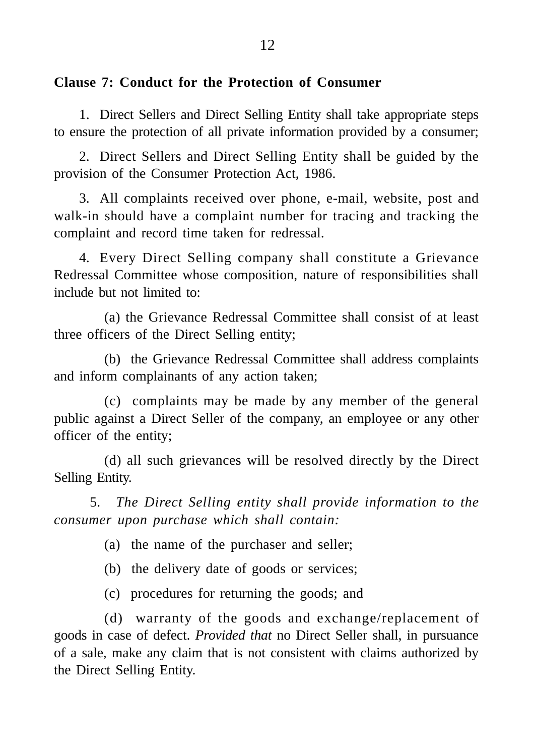**Clause 7: Conduct for the Protection of Consumer**

1. Direct Sellers and Direct Selling Entity shall take appropriate steps to ensure the protection of all private information provided by a consumer;

2. Direct Sellers and Direct Selling Entity shall be guided by the provision of the Consumer Protection Act, 1986.

3. All complaints received over phone, e-mail, website, post and walk-in should have a complaint number for tracing and tracking the complaint and record time taken for redressal.

4. Every Direct Selling company shall constitute a Grievance Redressal Committee whose composition, nature of responsibilities shall include but not limited to:

(a) the Grievance Redressal Committee shall consist of at least three officers of the Direct Selling entity;

(b) the Grievance Redressal Committee shall address complaints and inform complainants of any action taken;

(c) complaints may be made by any member of the general public against a Direct Seller of the company, an employee or any other officer of the entity;

(d) all such grievances will be resolved directly by the Direct Selling Entity.

5. *The Direct Selling entity shall provide information to the consumer upon purchase which shall contain:*

(a) the name of the purchaser and seller;

(b) the delivery date of goods or services;

(c) procedures for returning the goods; and

(d) warranty of the goods and exchange/replacement of goods in case of defect. *Provided that* no Direct Seller shall, in pursuance of a sale, make any claim that is not consistent with claims authorized by the Direct Selling Entity.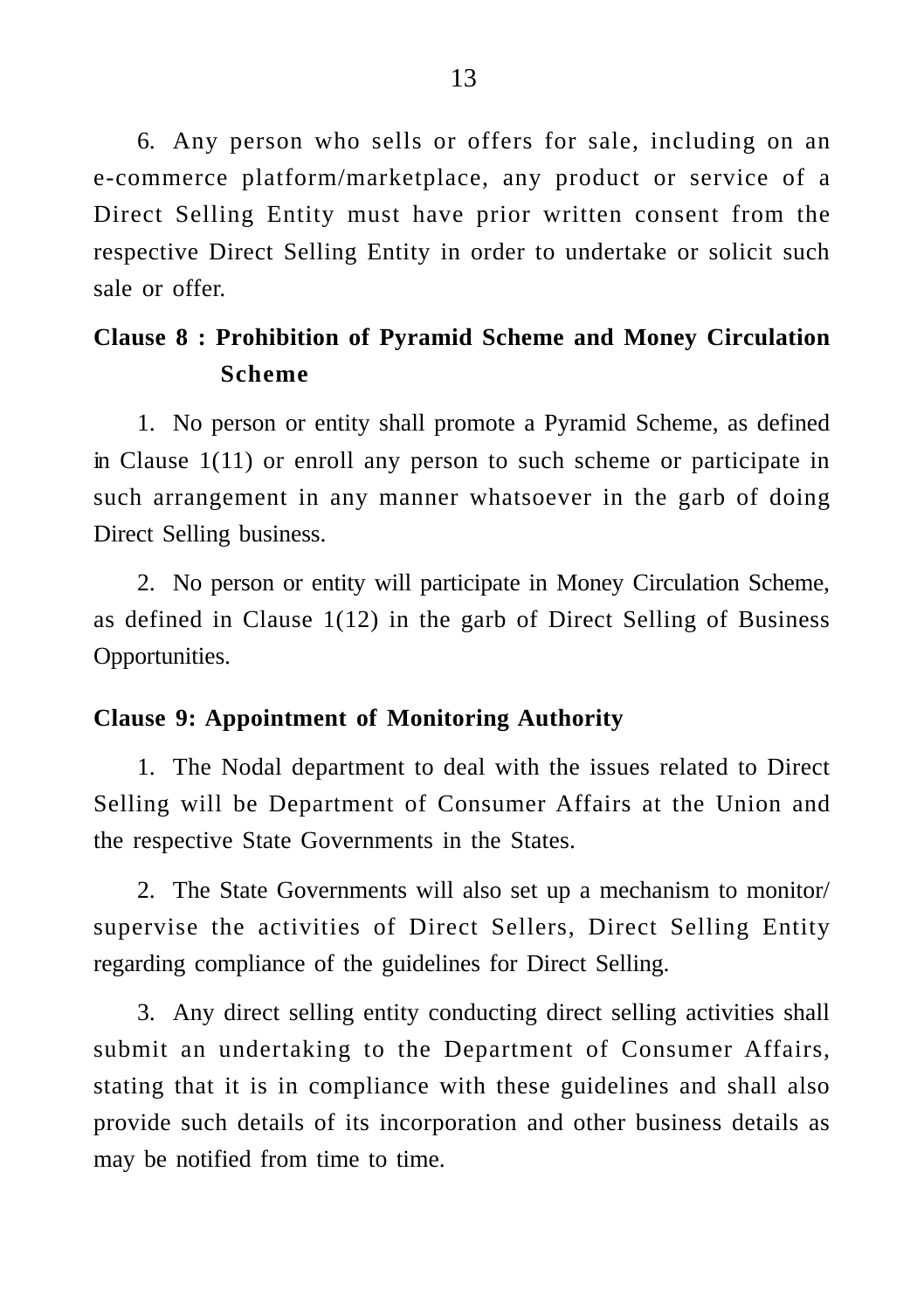6. Any person who sells or offers for sale, including on an e-commerce platform/marketplace, any product or service of a Direct Selling Entity must have prior written consent from the respective Direct Selling Entity in order to undertake or solicit such sale or offer.

**Clause 8 : Prohibition of Pyramid Scheme and Money Circulation Scheme**

1. No person or entity shall promote a Pyramid Scheme, as defined in Clause 1(11) or enroll any person to such scheme or participate in such arrangement in any manner whatsoever in the garb of doing Direct Selling business.

2. No person or entity will participate in Money Circulation Scheme, as defined in Clause 1(12) in the garb of Direct Selling of Business Opportunities.

**Clause 9: Appointment of Monitoring Authority**

1. The Nodal department to deal with the issues related to Direct Selling will be Department of Consumer Affairs at the Union and the respective State Governments in the States.

2. The State Governments will also set up a mechanism to monitor/ supervise the activities of Direct Sellers, Direct Selling Entity regarding compliance of the guidelines for Direct Selling.

3. Any direct selling entity conducting direct selling activities shall submit an undertaking to the Department of Consumer Affairs, stating that it is in compliance with these guidelines and shall also provide such details of its incorporation and other business details as may be notified from time to time.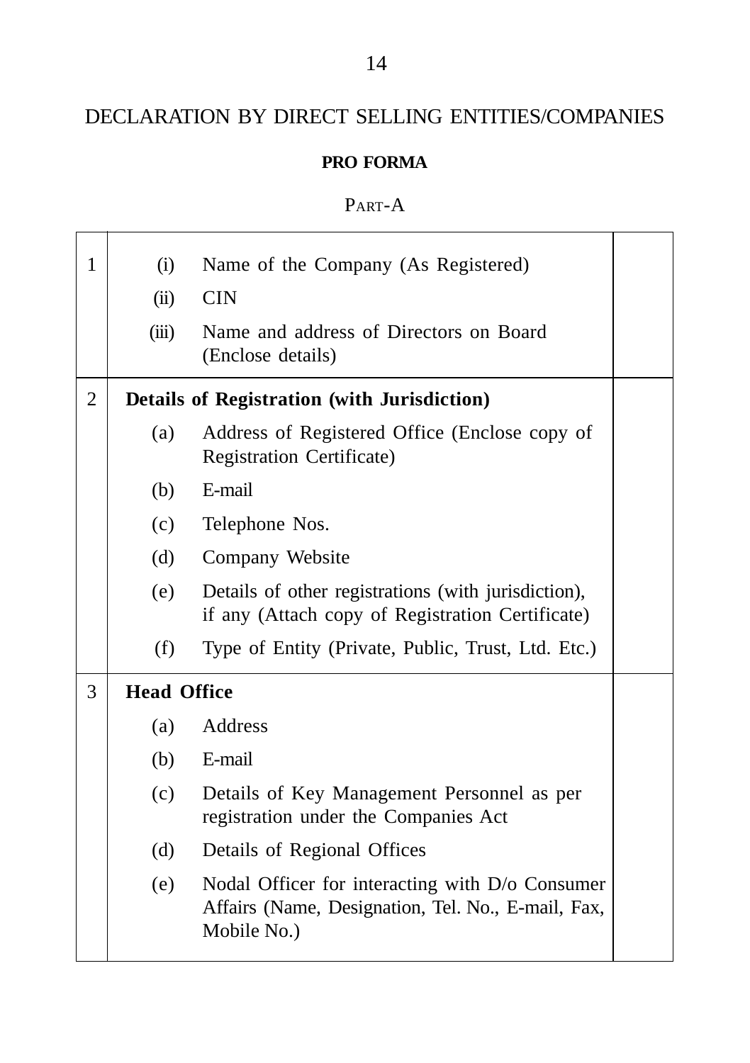# DECLARATION BY DIRECT SELLING ENTITIES/COMPANIES

**PRO FORMA**

PART-A

| | | | |
|---|---|---|---|
| 1 | (i) | Name of the Company (As Registered) | |
| | (ii) | CIN | |
| | (iii) | Name and address of Directors on Board (Enclose details) | |
| 2 | **Details of Registration (with Jurisdiction)** | | |
| | (a) | Address of Registered Office (Enclose copy of Registration Certificate) | |
| | (b) | E-mail | |
| | (c) | Telephone Nos. | |
| | (d) | Company Website | |
| | (e) | Details of other registrations (with jurisdiction), if any (Attach copy of Registration Certificate) | |
| | (f) | Type of Entity (Private, Public, Trust, Ltd. Etc.) | |
| 3 | **Head Office** | | |
| | (a) | Address | |
| | (b) | E-mail | |
| | (c) | Details of Key Management Personnel as per registration under the Companies Act | |
| | (d) | Details of Regional Offices | |
| | (e) | Nodal Officer for interacting with D/o Consumer Affairs (Name, Designation, Tel. No., E-mail, Fax, Mobile No.) | |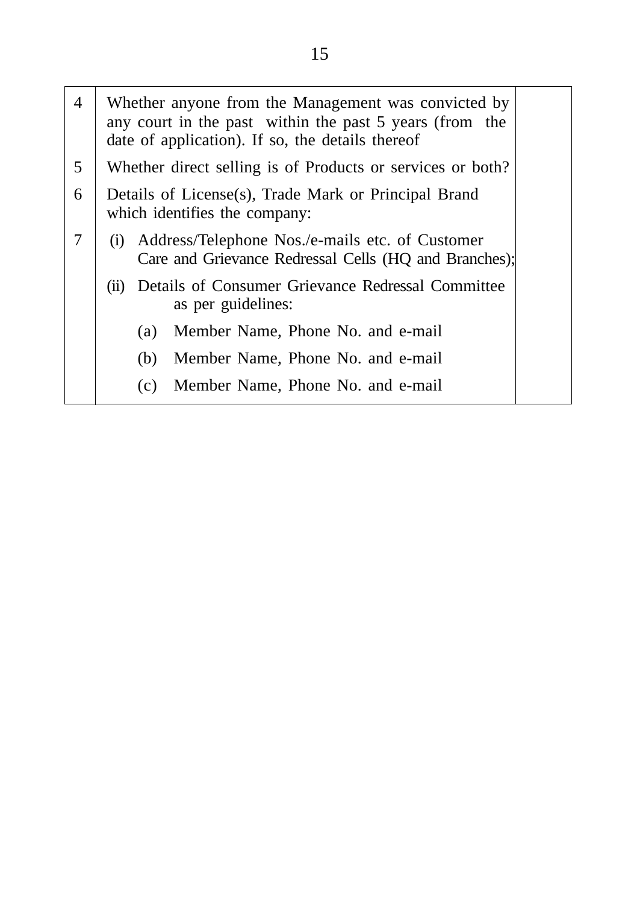| | | |
|---|---|---|
| 4 | Whether anyone from the Management was convicted by any court in the past within the past 5 years (from the date of application). If so, the details thereof | |
| 5 | Whether direct selling is of Products or services or both? | |
| 6 | Details of License(s), Trade Mark or Principal Brand which identifies the company: | |
| 7 | (i) Address/Telephone Nos./e-mails etc. of Customer Care and Grievance Redressal Cells (HQ and Branches); | |
| | (ii) Details of Consumer Grievance Redressal Committee as per guidelines: | |
| | (a) Member Name, Phone No. and e-mail | |
| | (b) Member Name, Phone No. and e-mail | |
| | (c) Member Name, Phone No. and e-mail | |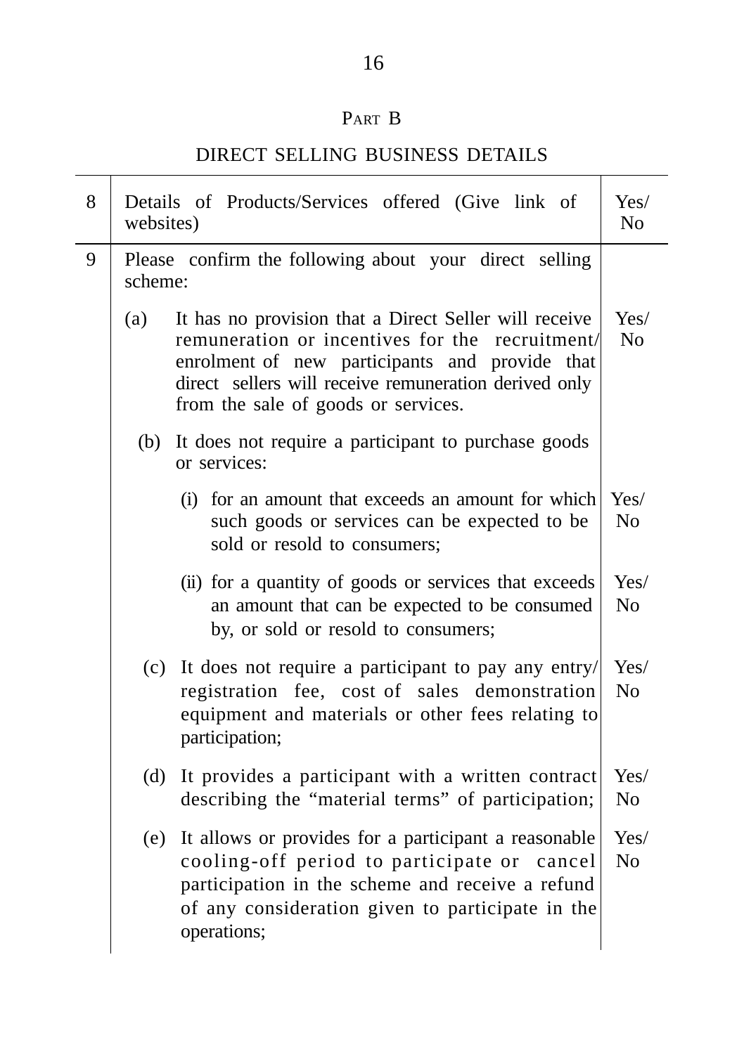## PART B

## DIRECT SELLING BUSINESS DETAILS

| | | |
|---|---|---|
| 8 | Details of Products/Services offered (Give link of websites) | Yes/ No |
| 9 | Please confirm the following about your direct selling scheme: | |
| | (a) It has no provision that a Direct Seller will receive remuneration or incentives for the recruitment/ enrolment of new participants and provide that direct sellers will receive remuneration derived only from the sale of goods or services. | Yes/ No |
| | (b) It does not require a participant to purchase goods or services: | |
| | (i) for an amount that exceeds an amount for which such goods or services can be expected to be sold or resold to consumers; | Yes/ No |
| | (ii) for a quantity of goods or services that exceeds an amount that can be expected to be consumed by, or sold or resold to consumers; | Yes/ No |
| | (c) It does not require a participant to pay any entry/ registration fee, cost of sales demonstration equipment and materials or other fees relating to participation; | Yes/ No |
| | (d) It provides a participant with a written contract describing the "material terms" of participation; | Yes/ No |
| | (e) It allows or provides for a participant a reasonable cooling-off period to participate or cancel participation in the scheme and receive a refund of any consideration given to participate in the operations; | Yes/ No |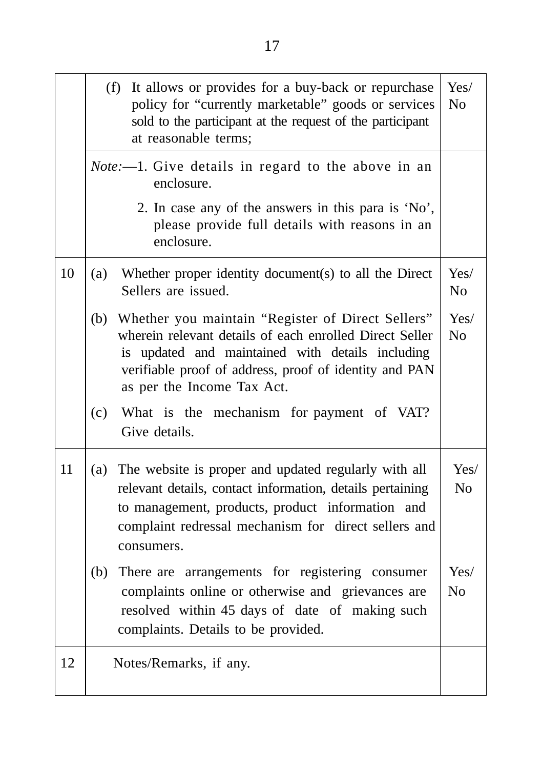| | | |
|---|---|---|
| | (f) It allows or provides for a buy-back or repurchase policy for "currently marketable" goods or services sold to the participant at the request of the participant at reasonable terms; | Yes/ No |
| | *Note:*—1. Give details in regard to the above in an enclosure.<br>2. In case any of the answers in this para is 'No', please provide full details with reasons in an enclosure. | |
| 10 | (a) Whether proper identity document(s) to all the Direct Sellers are issued. | Yes/ No |
| | (b) Whether you maintain "Register of Direct Sellers" wherein relevant details of each enrolled Direct Seller is updated and maintained with details including verifiable proof of address, proof of identity and PAN as per the Income Tax Act. | Yes/ No |
| | (c) What is the mechanism for payment of VAT? Give details. | |
| 11 | (a) The website is proper and updated regularly with all relevant details, contact information, details pertaining to management, products, product information and complaint redressal mechanism for direct sellers and consumers. | Yes/ No |
| | (b) There are arrangements for registering consumer complaints online or otherwise and grievances are resolved within 45 days of date of making such complaints. Details to be provided. | Yes/ No |
| 12 | Notes/Remarks, if any. | |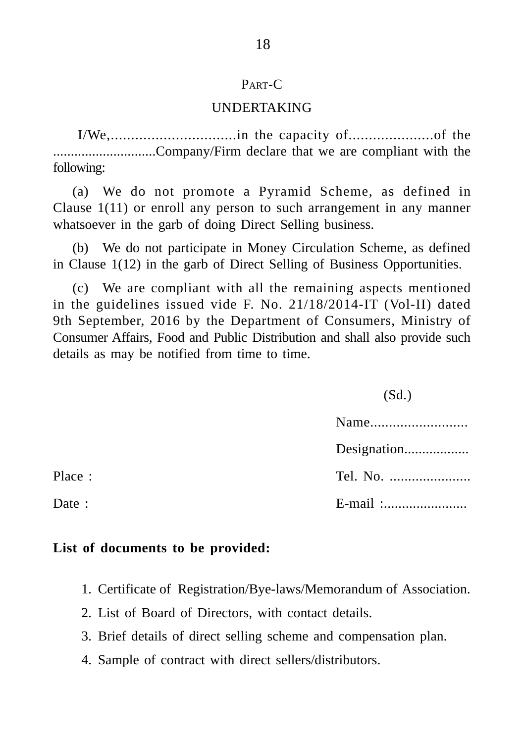## PART-C

## UNDERTAKING

I/We,...............................in the capacity of.....................of the .............................Company/Firm declare that we are compliant with the following:

(a) We do not promote a Pyramid Scheme, as defined in Clause 1(11) or enroll any person to such arrangement in any manner whatsoever in the garb of doing Direct Selling business.

(b) We do not participate in Money Circulation Scheme, as defined in Clause 1(12) in the garb of Direct Selling of Business Opportunities.

(c) We are compliant with all the remaining aspects mentioned in the guidelines issued vide F. No. 21/18/2014-IT (Vol-II) dated 9th September, 2016 by the Department of Consumers, Ministry of Consumer Affairs, Food and Public Distribution and shall also provide such details as may be notified from time to time.

(Sd.)

Name..........................

Designation..................

Place : Tel. No. ......................

Date : E-mail :.......................

**List of documents to be provided:**

1. Certificate of Registration/Bye-laws/Memorandum of Association.
2. List of Board of Directors, with contact details.
3. Brief details of direct selling scheme and compensation plan.
4. Sample of contract with direct sellers/distributors.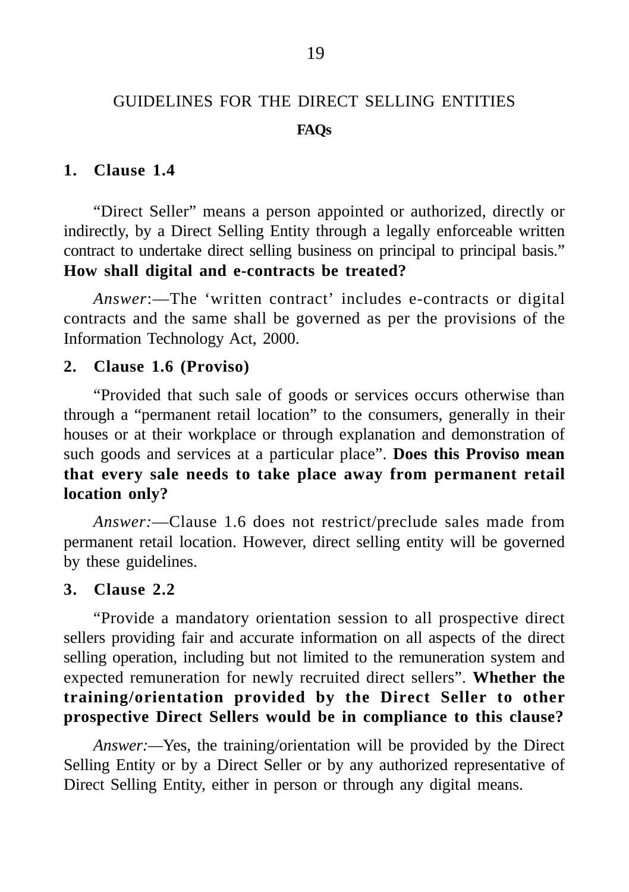## GUIDELINES FOR THE DIRECT SELLING ENTITIES

### FAQs

**1. Clause 1.4**

"Direct Seller" means a person appointed or authorized, directly or indirectly, by a Direct Selling Entity through a legally enforceable written contract to undertake direct selling business on principal to principal basis." **How shall digital and e-contracts be treated?**

*Answer*:—The 'written contract' includes e-contracts or digital contracts and the same shall be governed as per the provisions of the Information Technology Act, 2000.

**2. Clause 1.6 (Proviso)**

"Provided that such sale of goods or services occurs otherwise than through a "permanent retail location" to the consumers, generally in their houses or at their workplace or through explanation and demonstration of such goods and services at a particular place". **Does this Proviso mean that every sale needs to take place away from permanent retail location only?**

*Answer:*—Clause 1.6 does not restrict/preclude sales made from permanent retail location. However, direct selling entity will be governed by these guidelines.

**3. Clause 2.2**

"Provide a mandatory orientation session to all prospective direct sellers providing fair and accurate information on all aspects of the direct selling operation, including but not limited to the remuneration system and expected remuneration for newly recruited direct sellers". **Whether the training/orientation provided by the Direct Seller to other prospective Direct Sellers would be in compliance to this clause?**

*Answer:*—Yes, the training/orientation will be provided by the Direct Selling Entity or by a Direct Seller or by any authorized representative of Direct Selling Entity, either in person or through any digital means.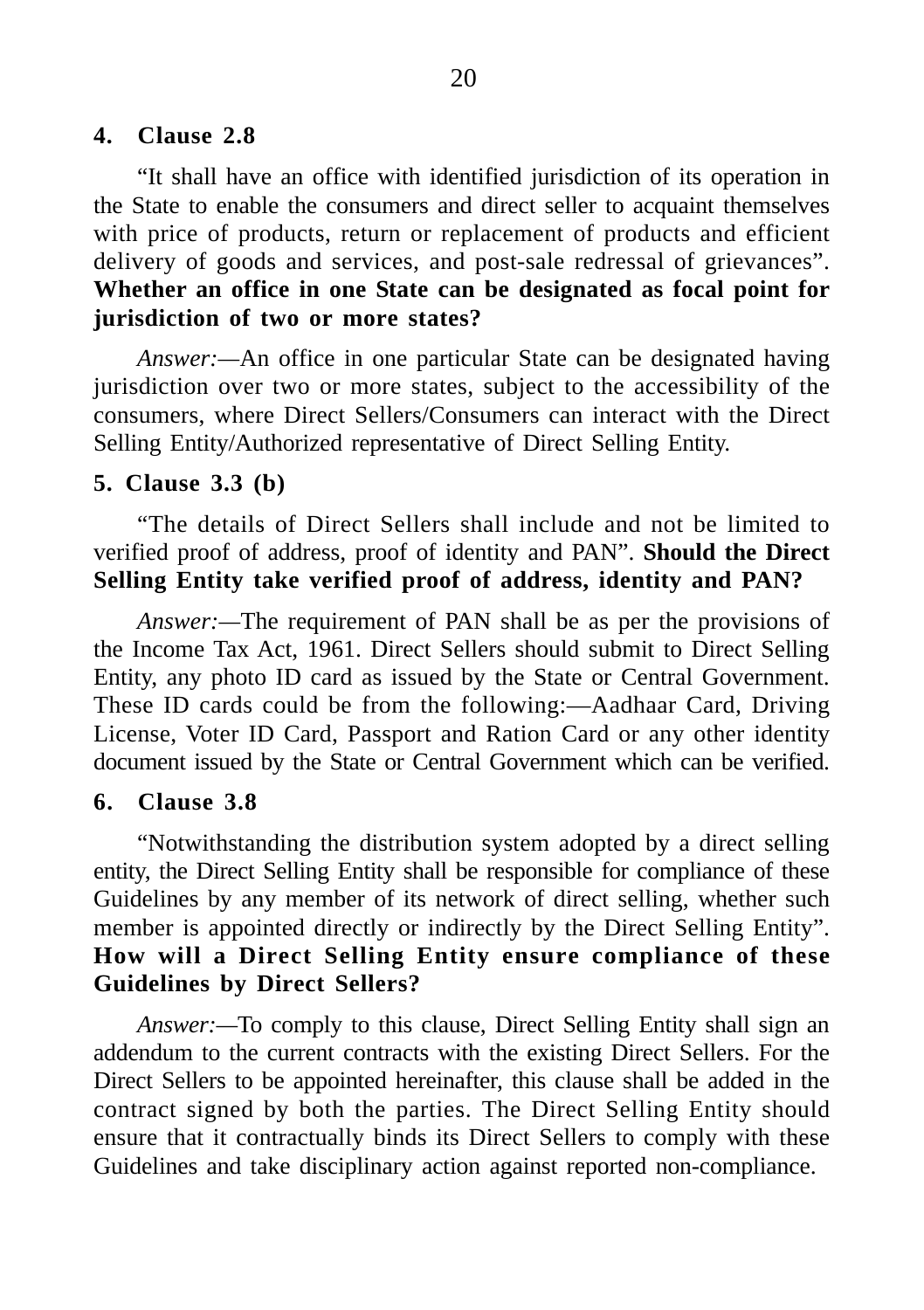**4. Clause 2.8**

"It shall have an office with identified jurisdiction of its operation in the State to enable the consumers and direct seller to acquaint themselves with price of products, return or replacement of products and efficient delivery of goods and services, and post-sale redressal of grievances". **Whether an office in one State can be designated as focal point for jurisdiction of two or more states?**

*Answer:*—An office in one particular State can be designated having jurisdiction over two or more states, subject to the accessibility of the consumers, where Direct Sellers/Consumers can interact with the Direct Selling Entity/Authorized representative of Direct Selling Entity.

**5. Clause 3.3 (b)**

"The details of Direct Sellers shall include and not be limited to verified proof of address, proof of identity and PAN". **Should the Direct Selling Entity take verified proof of address, identity and PAN?**

*Answer:*—The requirement of PAN shall be as per the provisions of the Income Tax Act, 1961. Direct Sellers should submit to Direct Selling Entity, any photo ID card as issued by the State or Central Government. These ID cards could be from the following:—Aadhaar Card, Driving License, Voter ID Card, Passport and Ration Card or any other identity document issued by the State or Central Government which can be verified.

**6. Clause 3.8**

"Notwithstanding the distribution system adopted by a direct selling entity, the Direct Selling Entity shall be responsible for compliance of these Guidelines by any member of its network of direct selling, whether such member is appointed directly or indirectly by the Direct Selling Entity". **How will a Direct Selling Entity ensure compliance of these Guidelines by Direct Sellers?**

*Answer:*—To comply to this clause, Direct Selling Entity shall sign an addendum to the current contracts with the existing Direct Sellers. For the Direct Sellers to be appointed hereinafter, this clause shall be added in the contract signed by both the parties. The Direct Selling Entity should ensure that it contractually binds its Direct Sellers to comply with these Guidelines and take disciplinary action against reported non-compliance.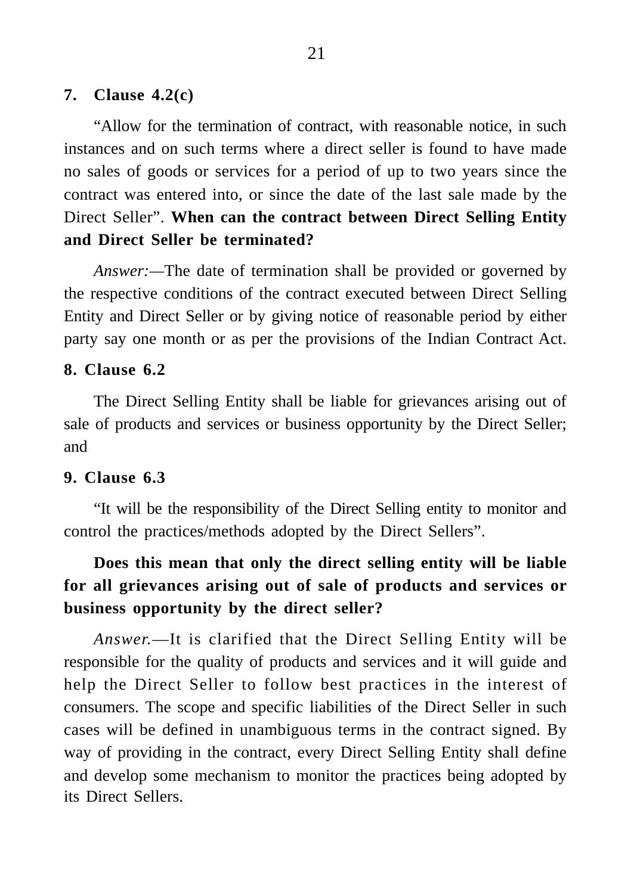**7. Clause 4.2(c)**

"Allow for the termination of contract, with reasonable notice, in such instances and on such terms where a direct seller is found to have made no sales of goods or services for a period of up to two years since the contract was entered into, or since the date of the last sale made by the Direct Seller". **When can the contract between Direct Selling Entity and Direct Seller be terminated?**

*Answer:*—The date of termination shall be provided or governed by the respective conditions of the contract executed between Direct Selling Entity and Direct Seller or by giving notice of reasonable period by either party say one month or as per the provisions of the Indian Contract Act.

**8. Clause 6.2**

The Direct Selling Entity shall be liable for grievances arising out of sale of products and services or business opportunity by the Direct Seller; and

**9. Clause 6.3**

"It will be the responsibility of the Direct Selling entity to monitor and control the practices/methods adopted by the Direct Sellers".

**Does this mean that only the direct selling entity will be liable for all grievances arising out of sale of products and services or business opportunity by the direct seller?**

*Answer.*—It is clarified that the Direct Selling Entity will be responsible for the quality of products and services and it will guide and help the Direct Seller to follow best practices in the interest of consumers. The scope and specific liabilities of the Direct Seller in such cases will be defined in unambiguous terms in the contract signed. By way of providing in the contract, every Direct Selling Entity shall define and develop some mechanism to monitor the practices being adopted by its Direct Sellers.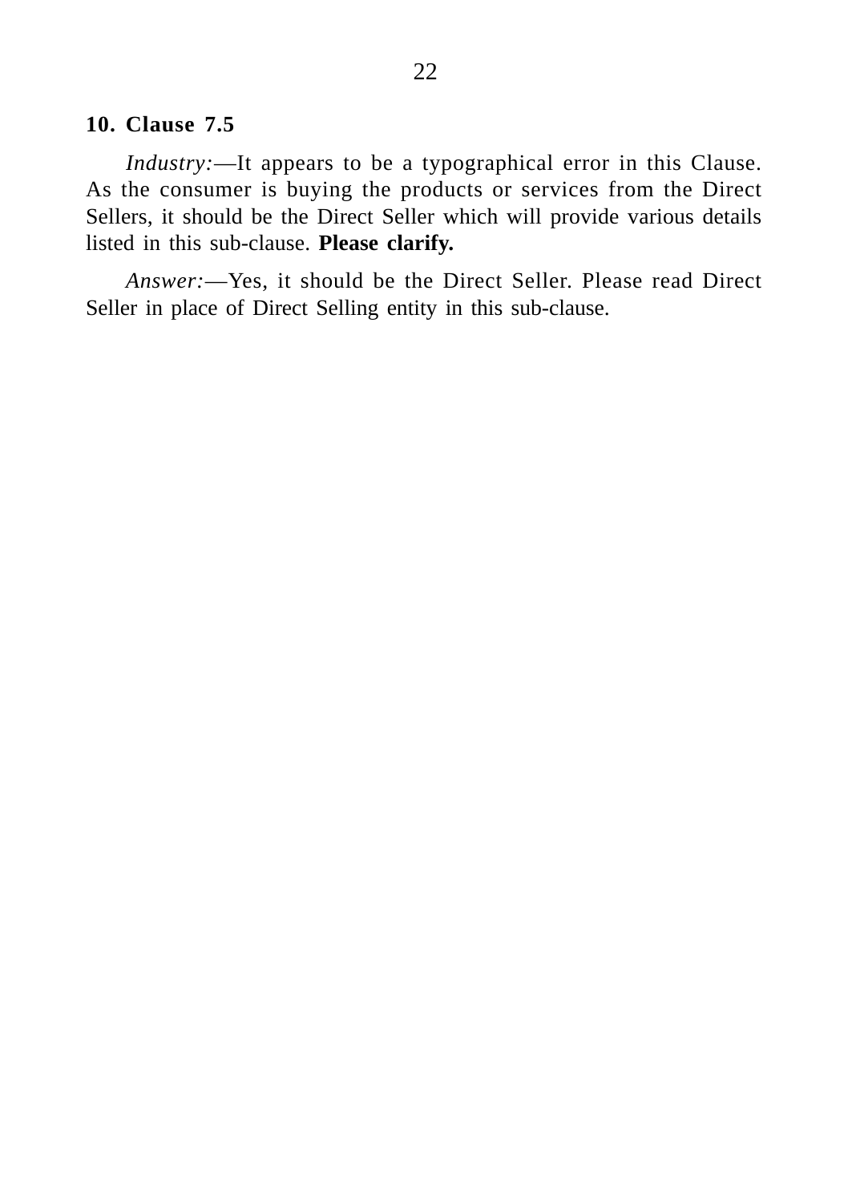**10. Clause 7.5**

*Industry:*—It appears to be a typographical error in this Clause. As the consumer is buying the products or services from the Direct Sellers, it should be the Direct Seller which will provide various details listed in this sub-clause. **Please clarify.**

*Answer:*—Yes, it should be the Direct Seller. Please read Direct Seller in place of Direct Selling entity in this sub-clause.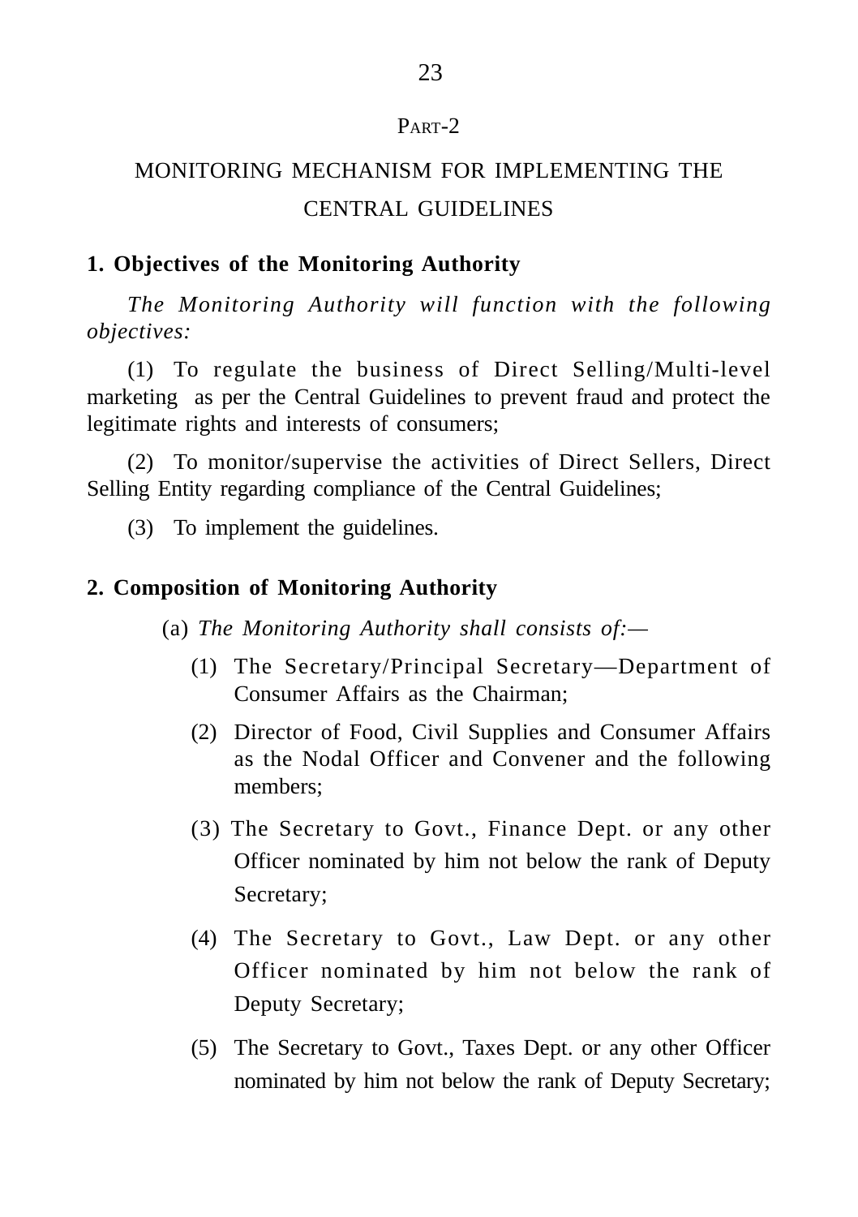PART-2

# MONITORING MECHANISM FOR IMPLEMENTING THE CENTRAL GUIDELINES

**1. Objectives of the Monitoring Authority**

*The Monitoring Authority will function with the following objectives:*

(1) To regulate the business of Direct Selling/Multi-level marketing as per the Central Guidelines to prevent fraud and protect the legitimate rights and interests of consumers;

(2) To monitor/supervise the activities of Direct Sellers, Direct Selling Entity regarding compliance of the Central Guidelines;

(3) To implement the guidelines.

**2. Composition of Monitoring Authority**

(a) *The Monitoring Authority shall consists of:—*

(1) The Secretary/Principal Secretary—Department of Consumer Affairs as the Chairman;

(2) Director of Food, Civil Supplies and Consumer Affairs as the Nodal Officer and Convener and the following members;

(3) The Secretary to Govt., Finance Dept. or any other Officer nominated by him not below the rank of Deputy Secretary;

(4) The Secretary to Govt., Law Dept. or any other Officer nominated by him not below the rank of Deputy Secretary;

(5) The Secretary to Govt., Taxes Dept. or any other Officer nominated by him not below the rank of Deputy Secretary;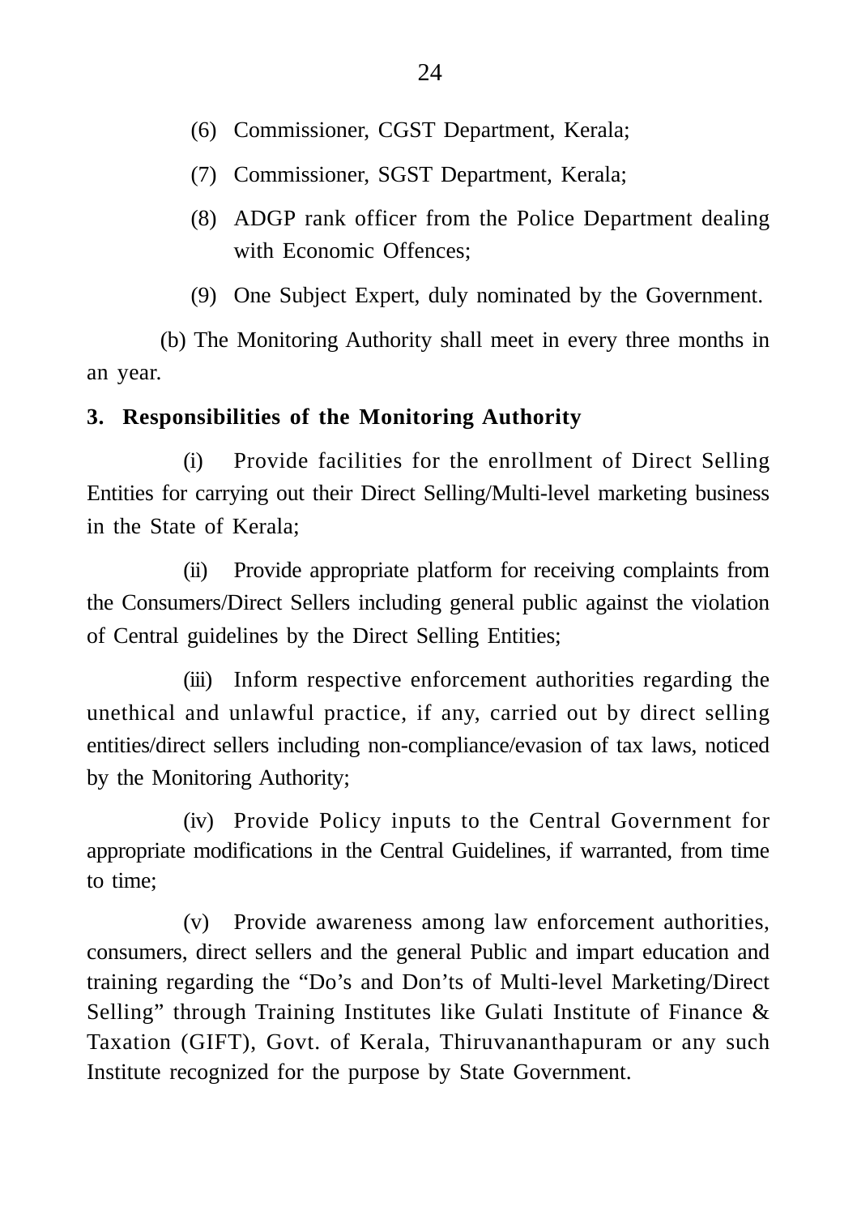(6) Commissioner, CGST Department, Kerala;

(7) Commissioner, SGST Department, Kerala;

(8) ADGP rank officer from the Police Department dealing with Economic Offences;

(9) One Subject Expert, duly nominated by the Government.

(b) The Monitoring Authority shall meet in every three months in an year.

**3. Responsibilities of the Monitoring Authority**

(i) Provide facilities for the enrollment of Direct Selling Entities for carrying out their Direct Selling/Multi-level marketing business in the State of Kerala;

(ii) Provide appropriate platform for receiving complaints from the Consumers/Direct Sellers including general public against the violation of Central guidelines by the Direct Selling Entities;

(iii) Inform respective enforcement authorities regarding the unethical and unlawful practice, if any, carried out by direct selling entities/direct sellers including non-compliance/evasion of tax laws, noticed by the Monitoring Authority;

(iv) Provide Policy inputs to the Central Government for appropriate modifications in the Central Guidelines, if warranted, from time to time;

(v) Provide awareness among law enforcement authorities, consumers, direct sellers and the general Public and impart education and training regarding the "Do's and Don'ts of Multi-level Marketing/Direct Selling" through Training Institutes like Gulati Institute of Finance & Taxation (GIFT), Govt. of Kerala, Thiruvananthapuram or any such Institute recognized for the purpose by State Government.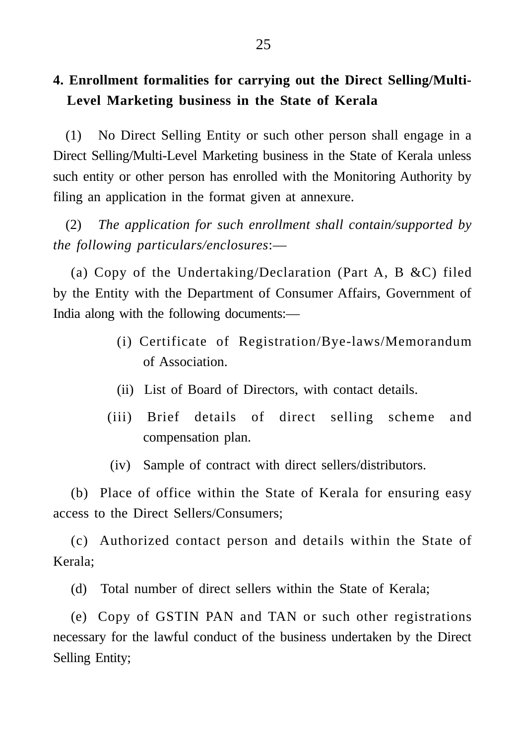### 4. Enrollment formalities for carrying out the Direct Selling/Multi-Level Marketing business in the State of Kerala

(1) No Direct Selling Entity or such other person shall engage in a Direct Selling/Multi-Level Marketing business in the State of Kerala unless such entity or other person has enrolled with the Monitoring Authority by filing an application in the format given at annexure.

(2) *The application for such enrollment shall contain/supported by the following particulars/enclosures*:—

(a) Copy of the Undertaking/Declaration (Part A, B &C) filed by the Entity with the Department of Consumer Affairs, Government of India along with the following documents:—

(i) Certificate of Registration/Bye-laws/Memorandum of Association.

(ii) List of Board of Directors, with contact details.

(iii) Brief details of direct selling scheme and compensation plan.

(iv) Sample of contract with direct sellers/distributors.

(b) Place of office within the State of Kerala for ensuring easy access to the Direct Sellers/Consumers;

(c) Authorized contact person and details within the State of Kerala;

(d) Total number of direct sellers within the State of Kerala;

(e) Copy of GSTIN PAN and TAN or such other registrations necessary for the lawful conduct of the business undertaken by the Direct Selling Entity;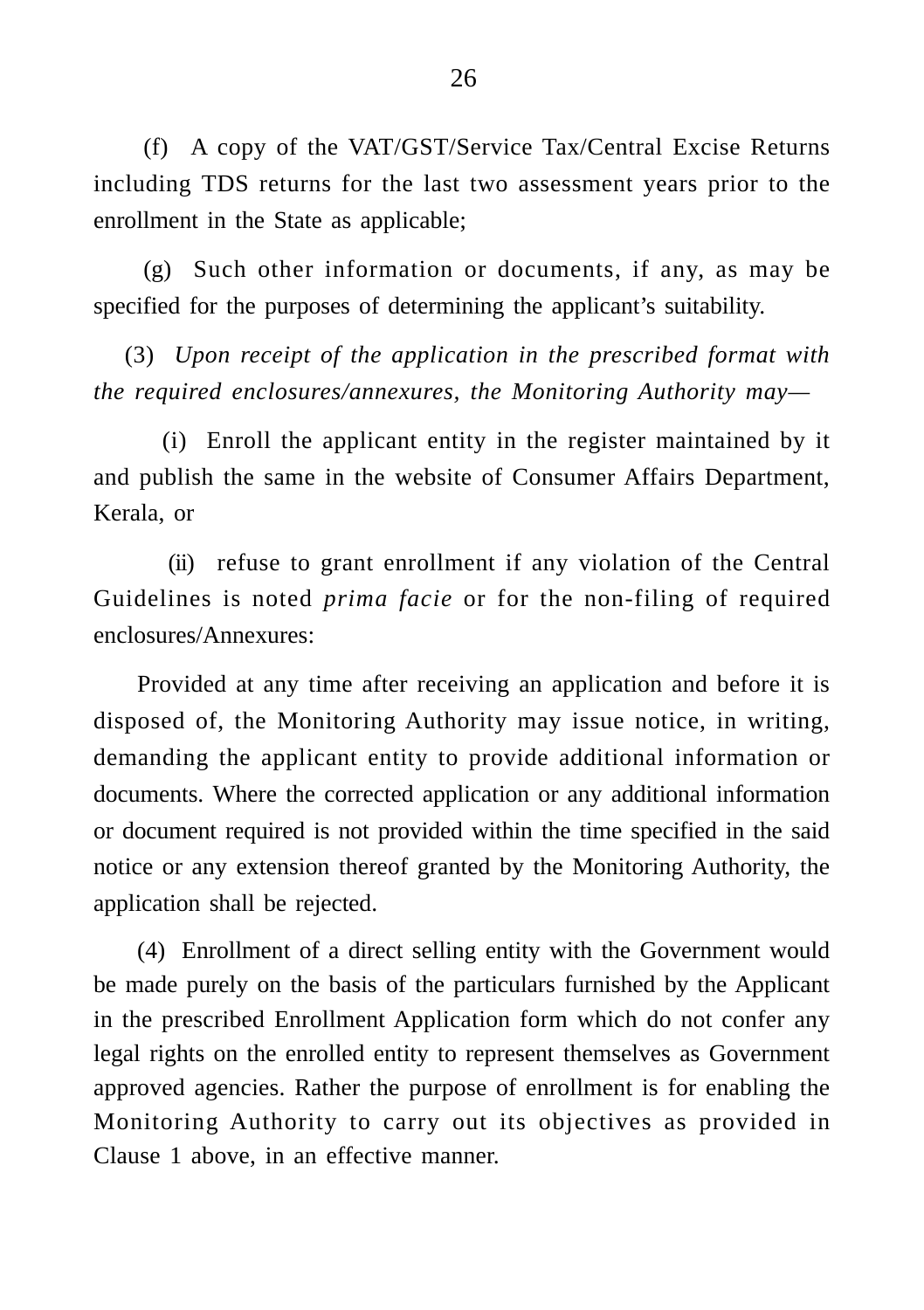(f) A copy of the VAT/GST/Service Tax/Central Excise Returns including TDS returns for the last two assessment years prior to the enrollment in the State as applicable;

(g) Such other information or documents, if any, as may be specified for the purposes of determining the applicant's suitability.

(3) *Upon receipt of the application in the prescribed format with the required enclosures/annexures, the Monitoring Authority may—*

(i) Enroll the applicant entity in the register maintained by it and publish the same in the website of Consumer Affairs Department, Kerala, or

(ii) refuse to grant enrollment if any violation of the Central Guidelines is noted *prima facie* or for the non-filing of required enclosures/Annexures:

Provided at any time after receiving an application and before it is disposed of, the Monitoring Authority may issue notice, in writing, demanding the applicant entity to provide additional information or documents. Where the corrected application or any additional information or document required is not provided within the time specified in the said notice or any extension thereof granted by the Monitoring Authority, the application shall be rejected.

(4) Enrollment of a direct selling entity with the Government would be made purely on the basis of the particulars furnished by the Applicant in the prescribed Enrollment Application form which do not confer any legal rights on the enrolled entity to represent themselves as Government approved agencies. Rather the purpose of enrollment is for enabling the Monitoring Authority to carry out its objectives as provided in Clause 1 above, in an effective manner.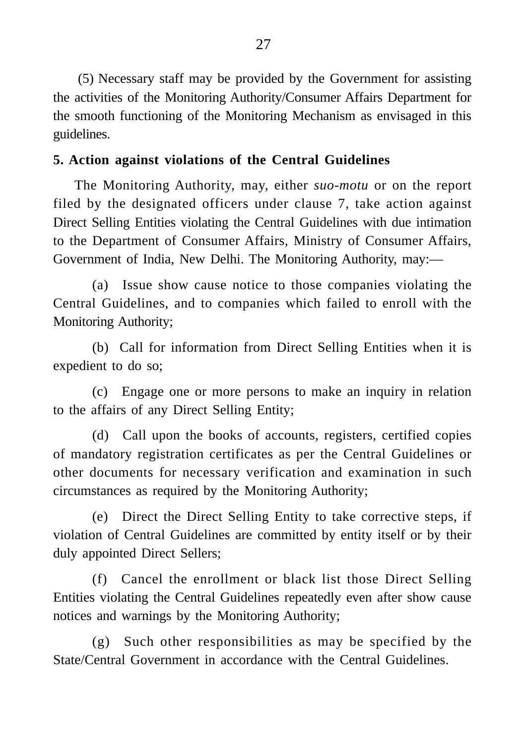(5) Necessary staff may be provided by the Government for assisting the activities of the Monitoring Authority/Consumer Affairs Department for the smooth functioning of the Monitoring Mechanism as envisaged in this guidelines.

**5. Action against violations of the Central Guidelines**

The Monitoring Authority, may, either *suo-motu* or on the report filed by the designated officers under clause 7, take action against Direct Selling Entities violating the Central Guidelines with due intimation to the Department of Consumer Affairs, Ministry of Consumer Affairs, Government of India, New Delhi. The Monitoring Authority, may:—

(a) Issue show cause notice to those companies violating the Central Guidelines, and to companies which failed to enroll with the Monitoring Authority;

(b) Call for information from Direct Selling Entities when it is expedient to do so;

(c) Engage one or more persons to make an inquiry in relation to the affairs of any Direct Selling Entity;

(d) Call upon the books of accounts, registers, certified copies of mandatory registration certificates as per the Central Guidelines or other documents for necessary verification and examination in such circumstances as required by the Monitoring Authority;

(e) Direct the Direct Selling Entity to take corrective steps, if violation of Central Guidelines are committed by entity itself or by their duly appointed Direct Sellers;

(f) Cancel the enrollment or black list those Direct Selling Entities violating the Central Guidelines repeatedly even after show cause notices and warnings by the Monitoring Authority;

(g) Such other responsibilities as may be specified by the State/Central Government in accordance with the Central Guidelines.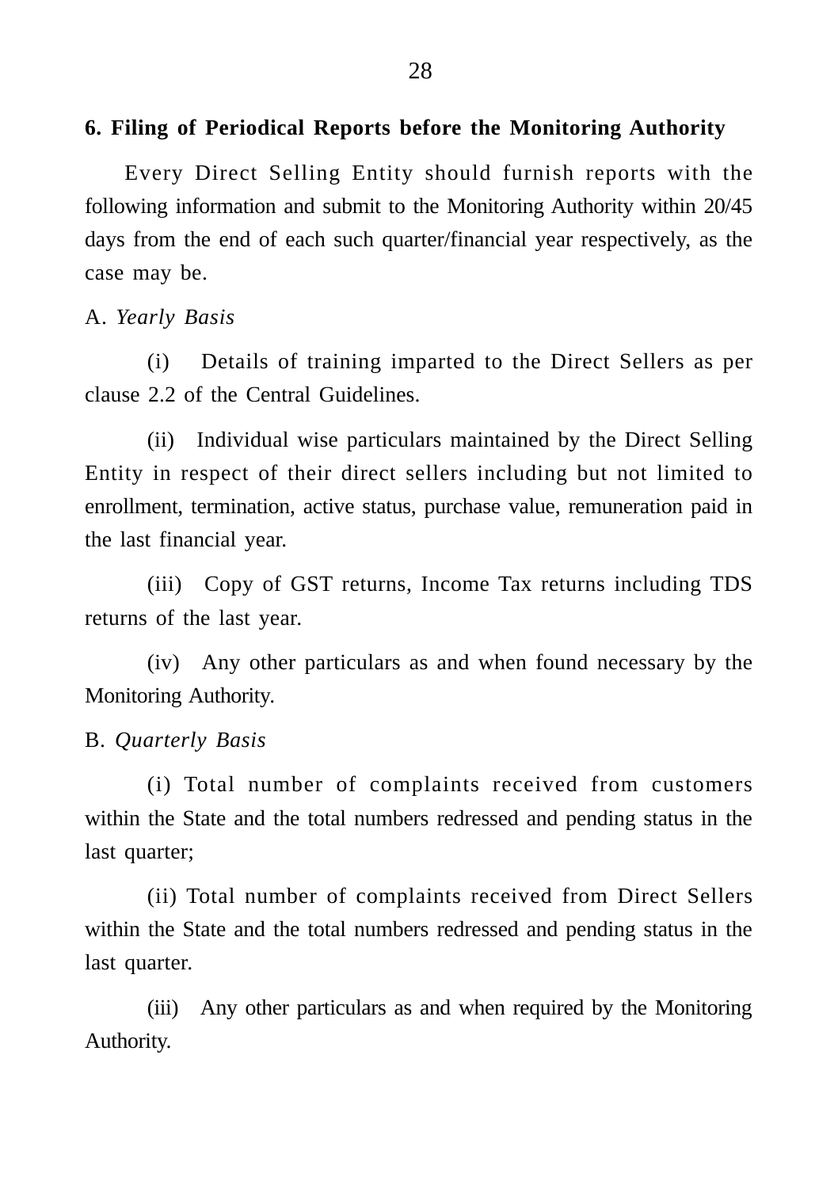**6. Filing of Periodical Reports before the Monitoring Authority**

Every Direct Selling Entity should furnish reports with the following information and submit to the Monitoring Authority within 20/45 days from the end of each such quarter/financial year respectively, as the case may be.

A. *Yearly Basis*

(i) Details of training imparted to the Direct Sellers as per clause 2.2 of the Central Guidelines.

(ii) Individual wise particulars maintained by the Direct Selling Entity in respect of their direct sellers including but not limited to enrollment, termination, active status, purchase value, remuneration paid in the last financial year.

(iii) Copy of GST returns, Income Tax returns including TDS returns of the last year.

(iv) Any other particulars as and when found necessary by the Monitoring Authority.

B. *Quarterly Basis*

(i) Total number of complaints received from customers within the State and the total numbers redressed and pending status in the last quarter;

(ii) Total number of complaints received from Direct Sellers within the State and the total numbers redressed and pending status in the last quarter.

(iii) Any other particulars as and when required by the Monitoring Authority.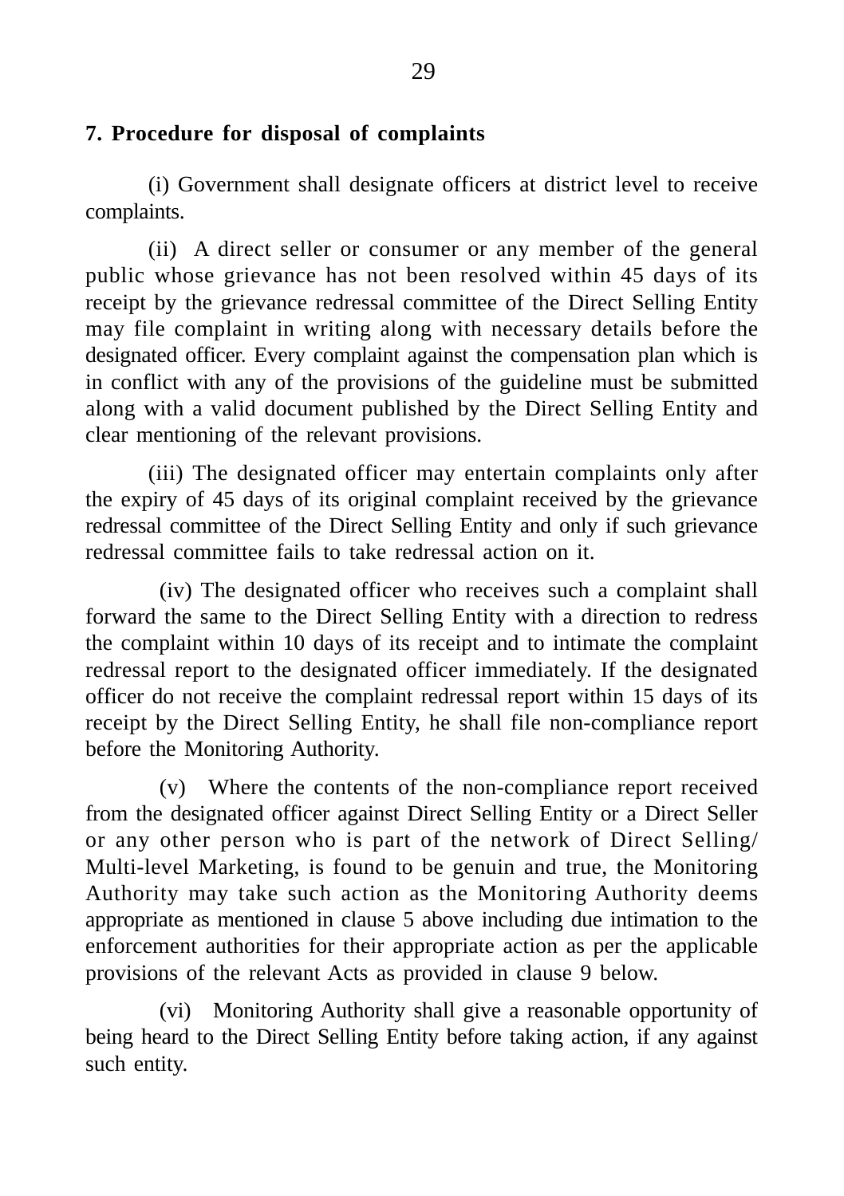**7. Procedure for disposal of complaints**

(i) Government shall designate officers at district level to receive complaints.

(ii) A direct seller or consumer or any member of the general public whose grievance has not been resolved within 45 days of its receipt by the grievance redressal committee of the Direct Selling Entity may file complaint in writing along with necessary details before the designated officer. Every complaint against the compensation plan which is in conflict with any of the provisions of the guideline must be submitted along with a valid document published by the Direct Selling Entity and clear mentioning of the relevant provisions.

(iii) The designated officer may entertain complaints only after the expiry of 45 days of its original complaint received by the grievance redressal committee of the Direct Selling Entity and only if such grievance redressal committee fails to take redressal action on it.

(iv) The designated officer who receives such a complaint shall forward the same to the Direct Selling Entity with a direction to redress the complaint within 10 days of its receipt and to intimate the complaint redressal report to the designated officer immediately. If the designated officer do not receive the complaint redressal report within 15 days of its receipt by the Direct Selling Entity, he shall file non-compliance report before the Monitoring Authority.

(v) Where the contents of the non-compliance report received from the designated officer against Direct Selling Entity or a Direct Seller or any other person who is part of the network of Direct Selling/ Multi-level Marketing, is found to be genuin and true, the Monitoring Authority may take such action as the Monitoring Authority deems appropriate as mentioned in clause 5 above including due intimation to the enforcement authorities for their appropriate action as per the applicable provisions of the relevant Acts as provided in clause 9 below.

(vi) Monitoring Authority shall give a reasonable opportunity of being heard to the Direct Selling Entity before taking action, if any against such entity.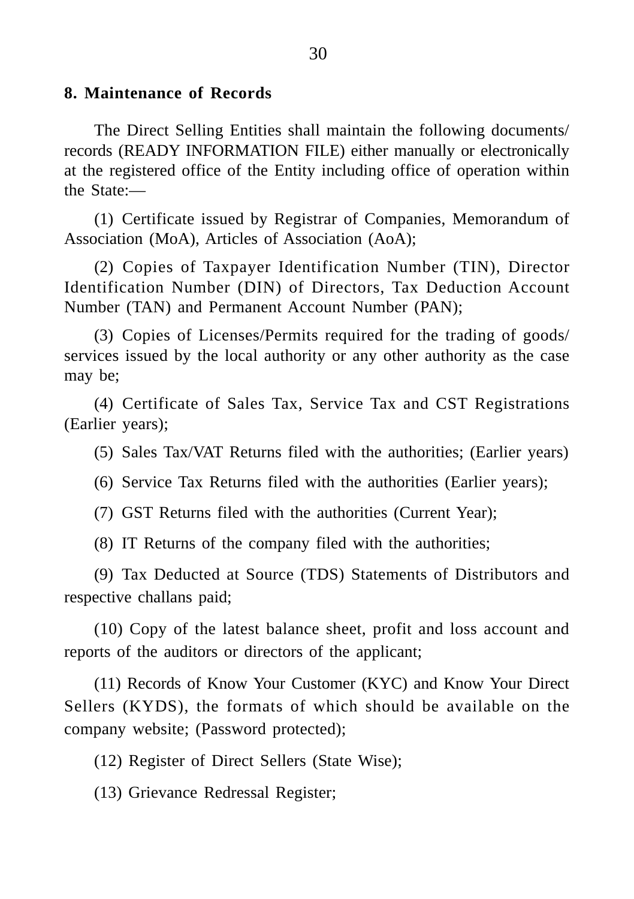**8. Maintenance of Records**

The Direct Selling Entities shall maintain the following documents/ records (READY INFORMATION FILE) either manually or electronically at the registered office of the Entity including office of operation within the State:—

(1) Certificate issued by Registrar of Companies, Memorandum of Association (MoA), Articles of Association (AoA);

(2) Copies of Taxpayer Identification Number (TIN), Director Identification Number (DIN) of Directors, Tax Deduction Account Number (TAN) and Permanent Account Number (PAN);

(3) Copies of Licenses/Permits required for the trading of goods/ services issued by the local authority or any other authority as the case may be;

(4) Certificate of Sales Tax, Service Tax and CST Registrations (Earlier years);

(5) Sales Tax/VAT Returns filed with the authorities; (Earlier years)

(6) Service Tax Returns filed with the authorities (Earlier years);

(7) GST Returns filed with the authorities (Current Year);

(8) IT Returns of the company filed with the authorities;

(9) Tax Deducted at Source (TDS) Statements of Distributors and respective challans paid;

(10) Copy of the latest balance sheet, profit and loss account and reports of the auditors or directors of the applicant;

(11) Records of Know Your Customer (KYC) and Know Your Direct Sellers (KYDS), the formats of which should be available on the company website; (Password protected);

(12) Register of Direct Sellers (State Wise);

(13) Grievance Redressal Register;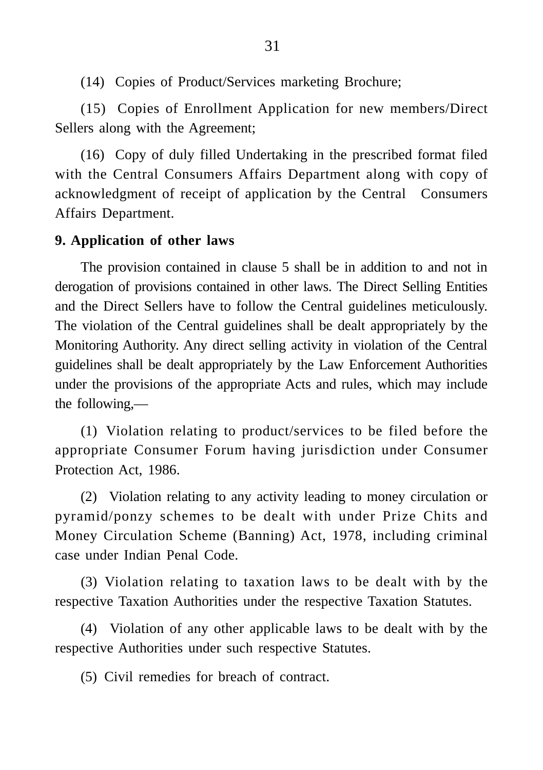(14) Copies of Product/Services marketing Brochure;

(15) Copies of Enrollment Application for new members/Direct Sellers along with the Agreement;

(16) Copy of duly filled Undertaking in the prescribed format filed with the Central Consumers Affairs Department along with copy of acknowledgment of receipt of application by the Central Consumers Affairs Department.

**9. Application of other laws**

The provision contained in clause 5 shall be in addition to and not in derogation of provisions contained in other laws. The Direct Selling Entities and the Direct Sellers have to follow the Central guidelines meticulously. The violation of the Central guidelines shall be dealt appropriately by the Monitoring Authority. Any direct selling activity in violation of the Central guidelines shall be dealt appropriately by the Law Enforcement Authorities under the provisions of the appropriate Acts and rules, which may include the following,—

(1) Violation relating to product/services to be filed before the appropriate Consumer Forum having jurisdiction under Consumer Protection Act, 1986.

(2) Violation relating to any activity leading to money circulation or pyramid/ponzy schemes to be dealt with under Prize Chits and Money Circulation Scheme (Banning) Act, 1978, including criminal case under Indian Penal Code.

(3) Violation relating to taxation laws to be dealt with by the respective Taxation Authorities under the respective Taxation Statutes.

(4) Violation of any other applicable laws to be dealt with by the respective Authorities under such respective Statutes.

(5) Civil remedies for breach of contract.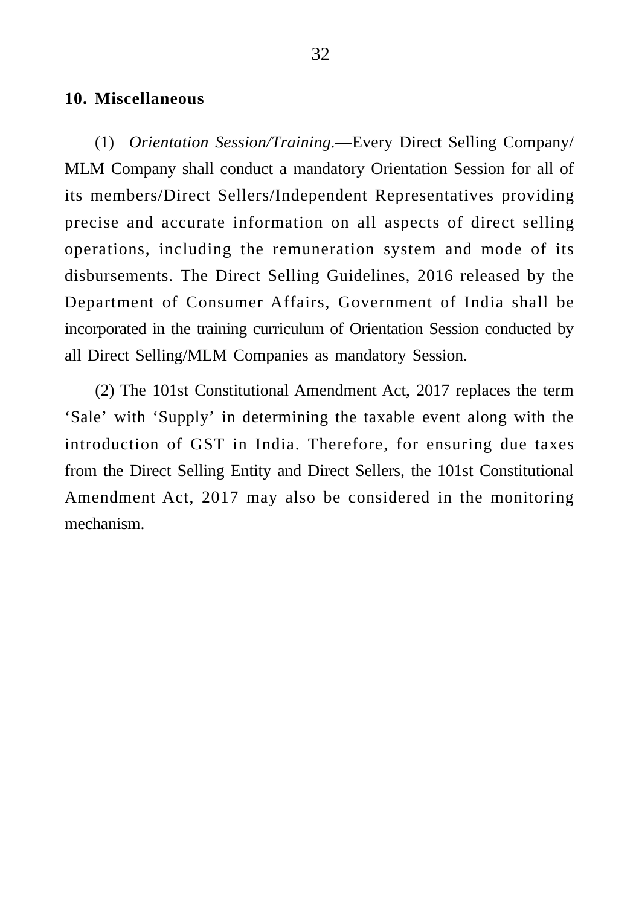## 10. Miscellaneous

(1) *Orientation Session/Training.*—Every Direct Selling Company/ MLM Company shall conduct a mandatory Orientation Session for all of its members/Direct Sellers/Independent Representatives providing precise and accurate information on all aspects of direct selling operations, including the remuneration system and mode of its disbursements. The Direct Selling Guidelines, 2016 released by the Department of Consumer Affairs, Government of India shall be incorporated in the training curriculum of Orientation Session conducted by all Direct Selling/MLM Companies as mandatory Session.

(2) The 101st Constitutional Amendment Act, 2017 replaces the term 'Sale' with 'Supply' in determining the taxable event along with the introduction of GST in India. Therefore, for ensuring due taxes from the Direct Selling Entity and Direct Sellers, the 101st Constitutional Amendment Act, 2017 may also be considered in the monitoring mechanism.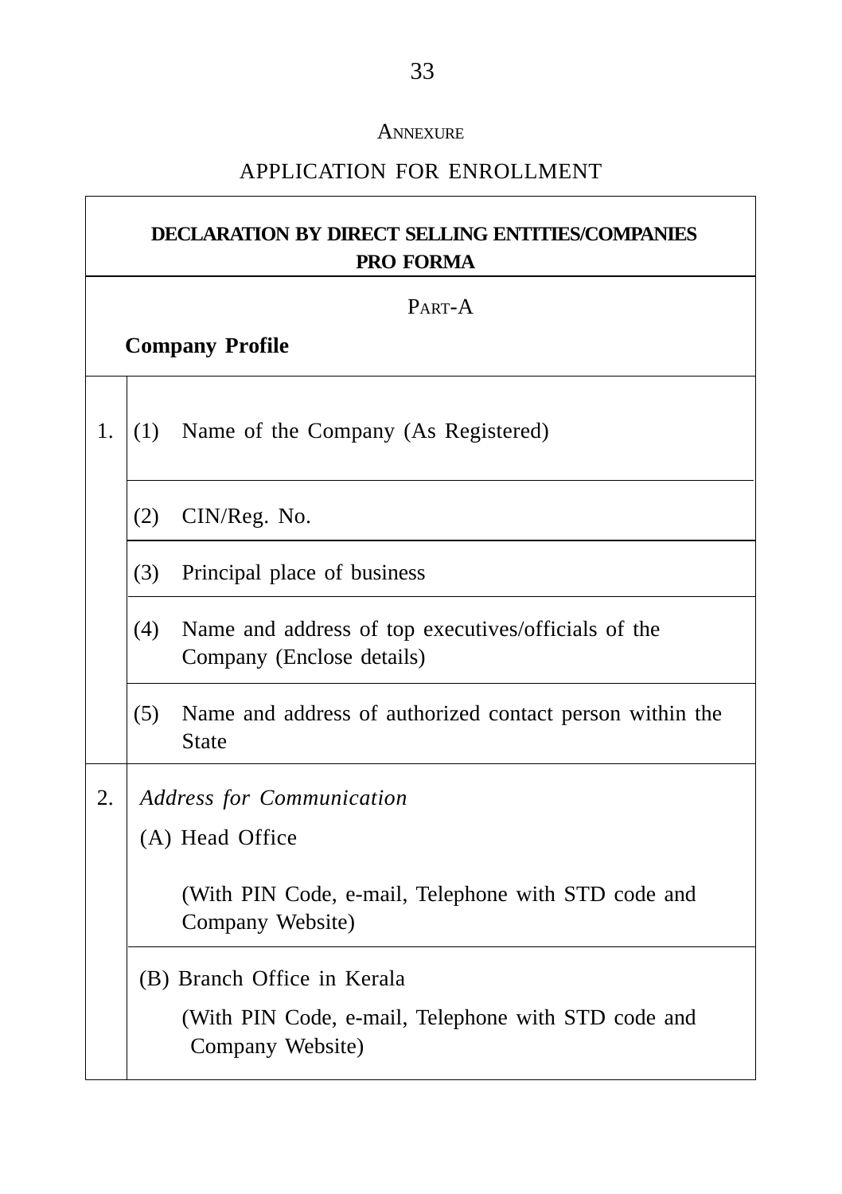## ANNEXURE

## APPLICATION FOR ENROLLMENT

| **DECLARATION BY DIRECT SELLING ENTITIES/COMPANIES PRO FORMA** | |
|---|---|
| PART-A<br>**Company Profile** | |
| 1. | (1) Name of the Company (As Registered) |
| | (2) CIN/Reg. No. |
| | (3) Principal place of business |
| | (4) Name and address of top executives/officials of the Company (Enclose details) |
| | (5) Name and address of authorized contact person within the State |
| 2. | *Address for Communication*<br>(A) Head Office<br>(With PIN Code, e-mail, Telephone with STD code and Company Website) |
| | (B) Branch Office in Kerala<br>(With PIN Code, e-mail, Telephone with STD code and Company Website) |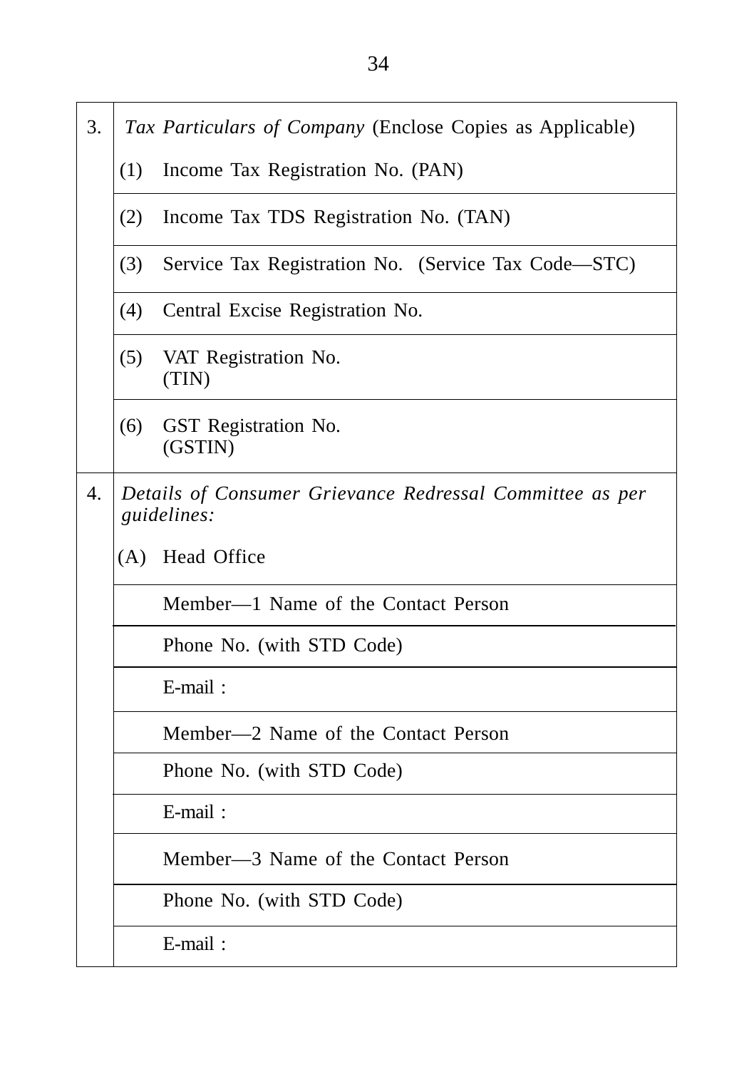| | |
|---|---|
| 3. | *Tax Particulars of Company* (Enclose Copies as Applicable) |
| | (1) Income Tax Registration No. (PAN) |
| | (2) Income Tax TDS Registration No. (TAN) |
| | (3) Service Tax Registration No. (Service Tax Code—STC) |
| | (4) Central Excise Registration No. |
| | (5) VAT Registration No. (TIN) |
| | (6) GST Registration No. (GSTIN) |
| 4. | *Details of Consumer Grievance Redressal Committee as per guidelines:* |
| | (A) Head Office |
| | Member—1 Name of the Contact Person |
| | Phone No. (with STD Code) |
| | E-mail : |
| | Member—2 Name of the Contact Person |
| | Phone No. (with STD Code) |
| | E-mail : |
| | Member—3 Name of the Contact Person |
| | Phone No. (with STD Code) |
| | E-mail : |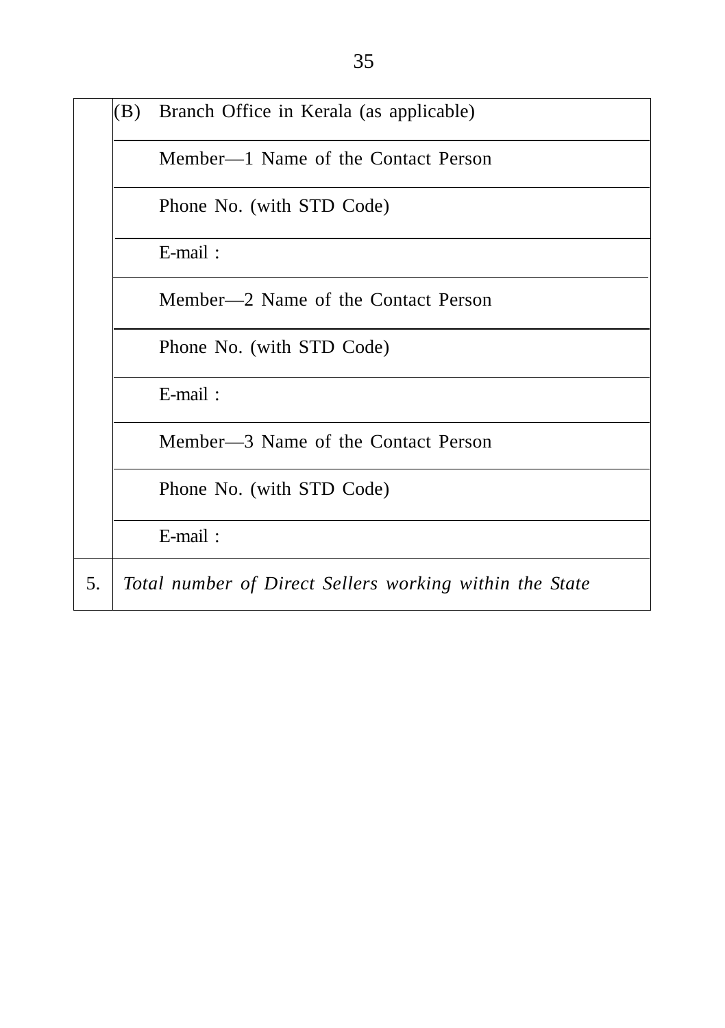| | |
|---|---|
| | (B) Branch Office in Kerala (as applicable) |
| | Member—1 Name of the Contact Person |
| | Phone No. (with STD Code) |
| | E-mail : |
| | Member—2 Name of the Contact Person |
| | Phone No. (with STD Code) |
| | E-mail : |
| | Member—3 Name of the Contact Person |
| | Phone No. (with STD Code) |
| | E-mail : |
| 5. | *Total number of Direct Sellers working within the State* |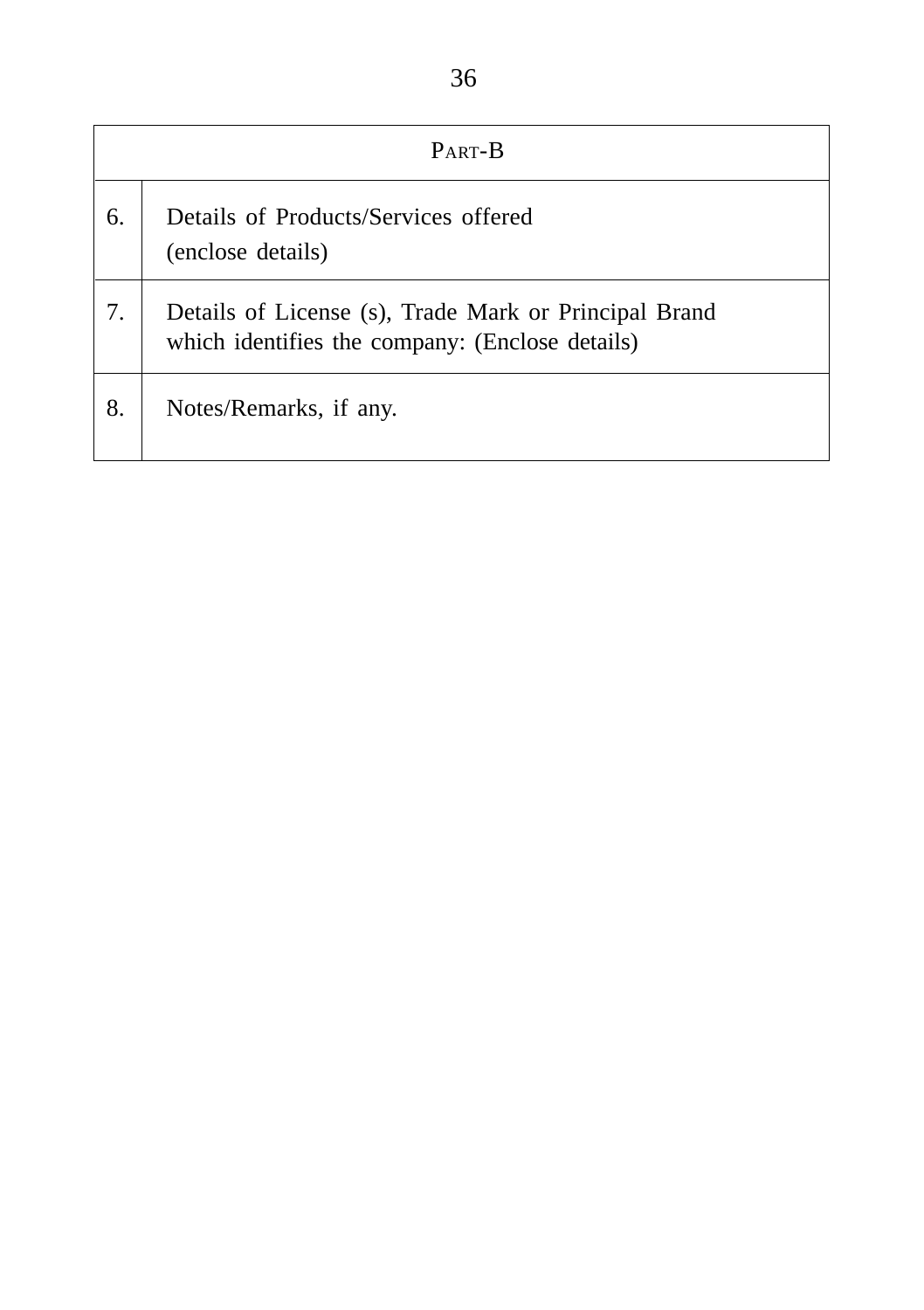| PART-B | |
|---|---|
| 6. | Details of Products/Services offered (enclose details) |
| 7. | Details of License (s), Trade Mark or Principal Brand which identifies the company: (Enclose details) |
| 8. | Notes/Remarks, if any. |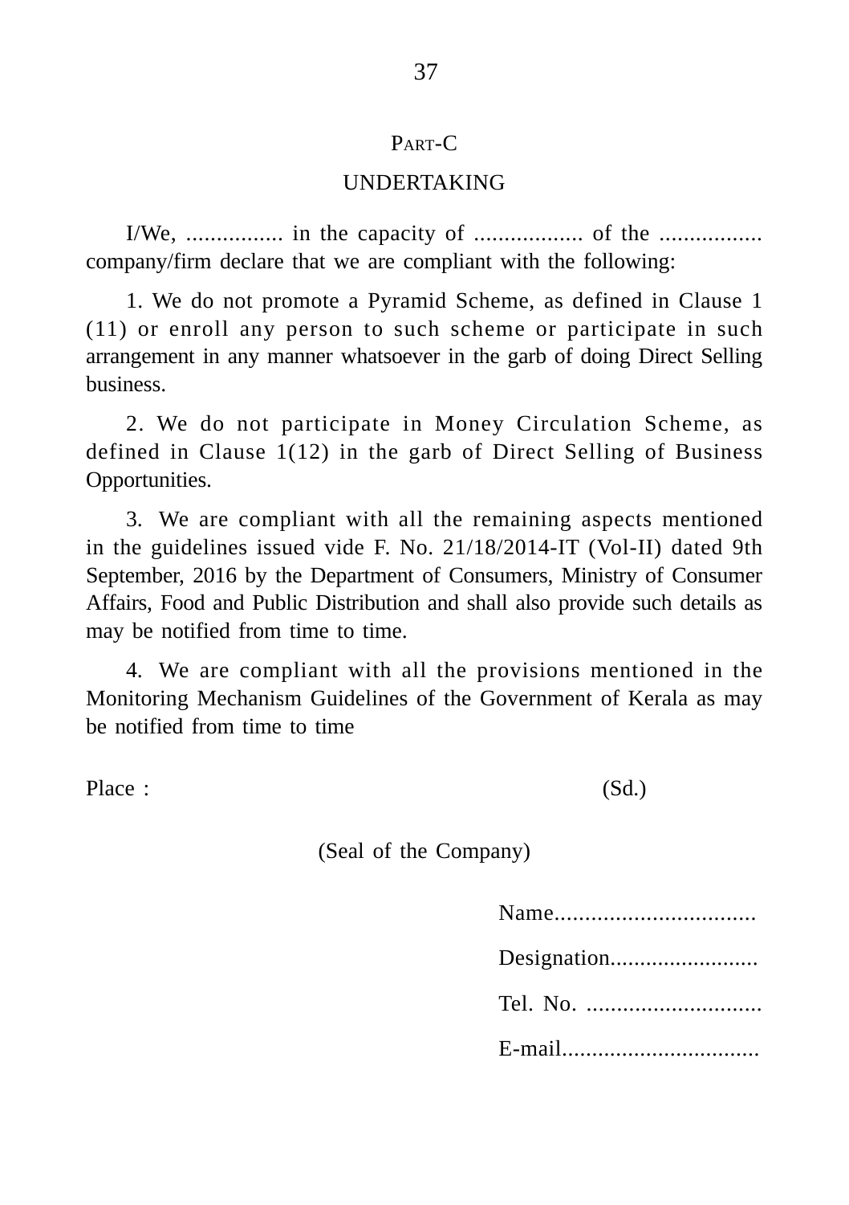## PART-C

## UNDERTAKING

I/We, ................ in the capacity of .................. of the ................. company/firm declare that we are compliant with the following:

1. We do not promote a Pyramid Scheme, as defined in Clause 1 (11) or enroll any person to such scheme or participate in such arrangement in any manner whatsoever in the garb of doing Direct Selling business.

2. We do not participate in Money Circulation Scheme, as defined in Clause 1(12) in the garb of Direct Selling of Business Opportunities.

3. We are compliant with all the remaining aspects mentioned in the guidelines issued vide F. No. 21/18/2014-IT (Vol-II) dated 9th September, 2016 by the Department of Consumers, Ministry of Consumer Affairs, Food and Public Distribution and shall also provide such details as may be notified from time to time.

4. We are compliant with all the provisions mentioned in the Monitoring Mechanism Guidelines of the Government of Kerala as may be notified from time to time

Place : (Sd.)

(Seal of the Company)

Name.................................

Designation.........................

Tel. No. .............................

E-mail................................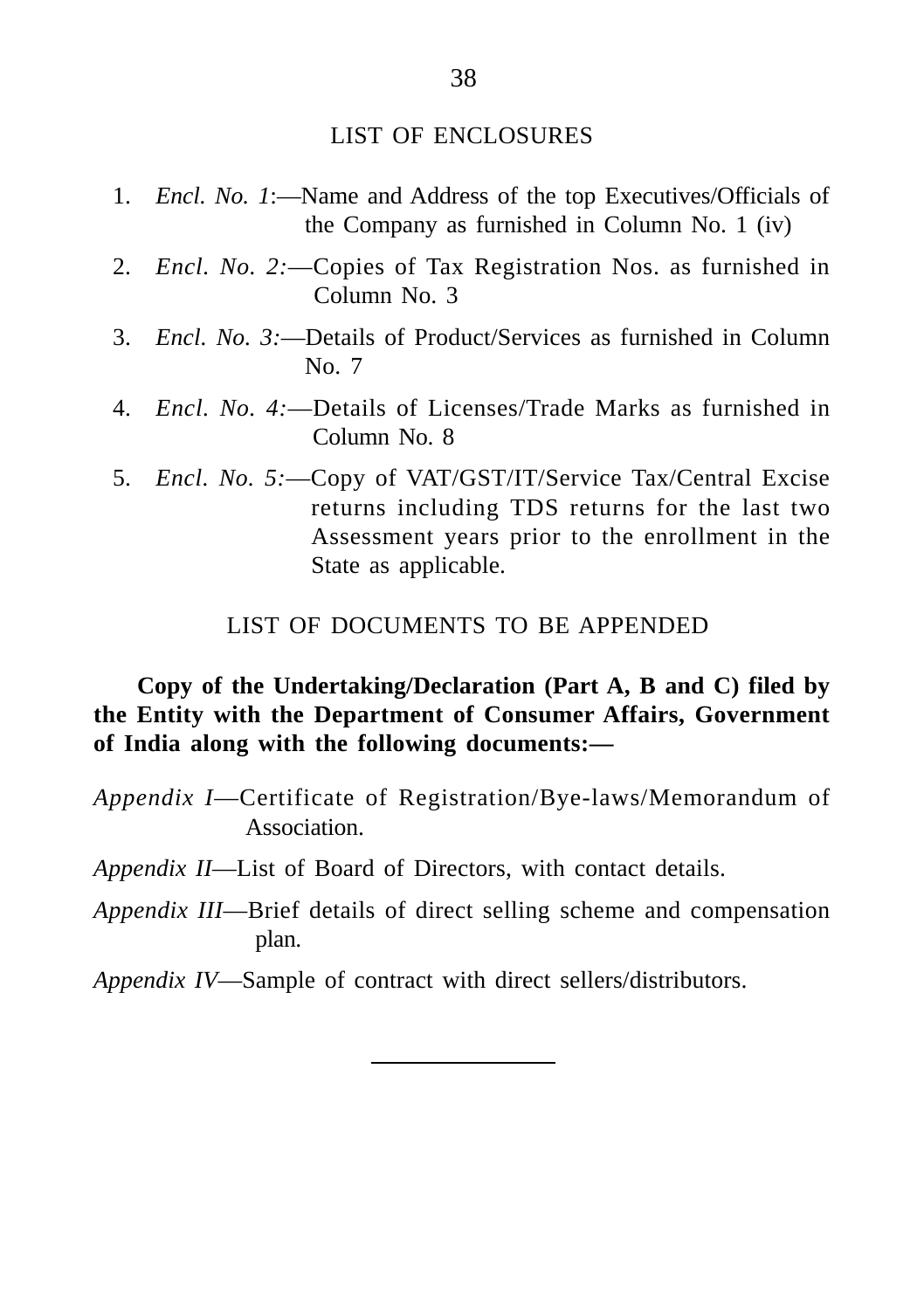## LIST OF ENCLOSURES

1. *Encl. No. 1*:—Name and Address of the top Executives/Officials of the Company as furnished in Column No. 1 (iv)
2. *Encl. No. 2:*—Copies of Tax Registration Nos. as furnished in Column No. 3
3. *Encl. No. 3:*—Details of Product/Services as furnished in Column No. 7
4. *Encl. No. 4:*—Details of Licenses/Trade Marks as furnished in Column No. 8
5. *Encl. No. 5:*—Copy of VAT/GST/IT/Service Tax/Central Excise returns including TDS returns for the last two Assessment years prior to the enrollment in the State as applicable.

## LIST OF DOCUMENTS TO BE APPENDED

**Copy of the Undertaking/Declaration (Part A, B and C) filed by the Entity with the Department of Consumer Affairs, Government of India along with the following documents:—**

*Appendix I*—Certificate of Registration/Bye-laws/Memorandum of Association.

*Appendix II*—List of Board of Directors, with contact details.

*Appendix III*—Brief details of direct selling scheme and compensation plan.

*Appendix IV*—Sample of contract with direct sellers/distributors.